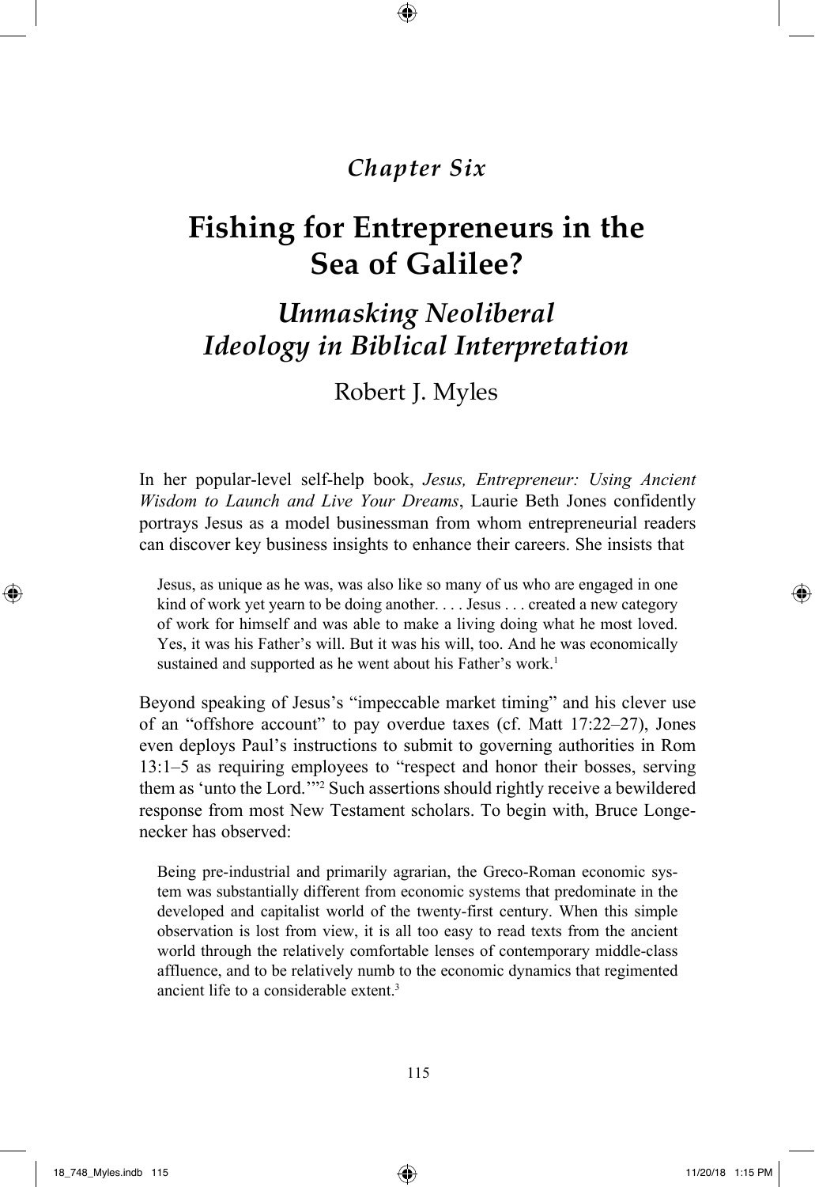*Chapter Six*

# Fishing for Entrepreneurs in the Sea of Galilee?

## *Unmasking Neoliberal Ideology in Biblical Interpretation*

Robert J. Myles

In her popular-level self-help book, *Jesus, Entrepreneur: Using Ancient Wisdom to Launch and Live Your Dreams*, Laurie Beth Jones confidently portrays Jesus as a model businessman from whom entrepreneurial readers can discover key business insights to enhance their careers. She insists that

> Jesus, as unique as he was, was also like so many of us who are engaged in one kind of work yet yearn to be doing another. . . . Jesus . . . created a new category of work for himself and was able to make a living doing what he most loved. Yes, it was his Father's will. But it was his will, too. And he was economically sustained and supported as he went about his Father's work.[1]

Beyond speaking of Jesus's "impeccable market timing" and his clever use of an "offshore account" to pay overdue taxes (cf. Matt 17:22–27), Jones even deploys Paul's instructions to submit to governing authorities in Rom 13:1–5 as requiring employees to "respect and honor their bosses, serving them as 'unto the Lord.'"[2] Such assertions should rightly receive a bewildered response from most New Testament scholars. To begin with, Bruce Longenecker has observed:

> Being pre-industrial and primarily agrarian, the Greco-Roman economic system was substantially different from economic systems that predominate in the developed and capitalist world of the twenty-first century. When this simple observation is lost from view, it is all too easy to read texts from the ancient world through the relatively comfortable lenses of contemporary middle-class affluence, and to be relatively numb to the economic dynamics that regimented ancient life to a considerable extent.[3]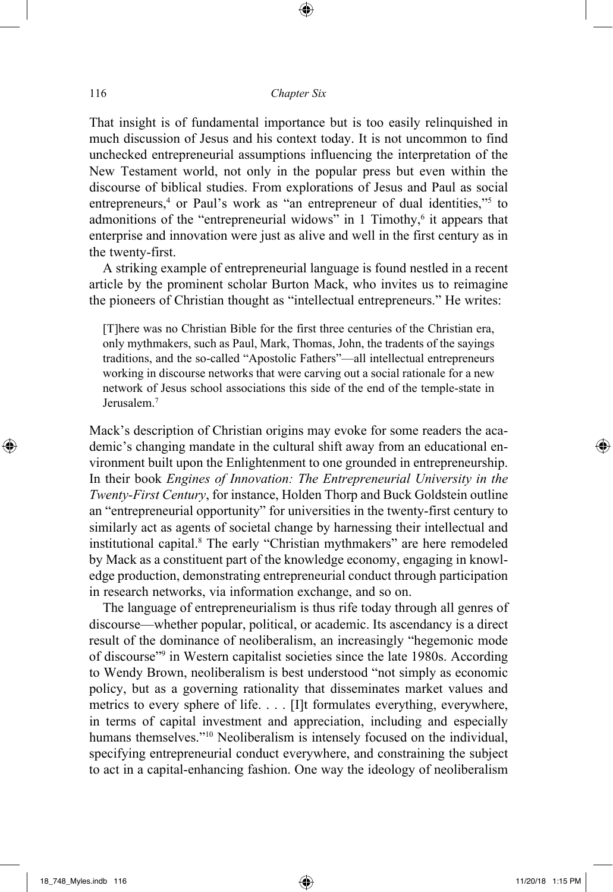That insight is of fundamental importance but is too easily relinquished in much discussion of Jesus and his context today. It is not uncommon to find unchecked entrepreneurial assumptions influencing the interpretation of the New Testament world, not only in the popular press but even within the discourse of biblical studies. From explorations of Jesus and Paul as social entrepreneurs,[4] or Paul's work as "an entrepreneur of dual identities,"[5] to admonitions of the "entrepreneurial widows" in 1 Timothy,[6] it appears that enterprise and innovation were just as alive and well in the first century as in the twenty-first.

A striking example of entrepreneurial language is found nestled in a recent article by the prominent scholar Burton Mack, who invites us to reimagine the pioneers of Christian thought as "intellectual entrepreneurs." He writes:

> [T]here was no Christian Bible for the first three centuries of the Christian era, only mythmakers, such as Paul, Mark, Thomas, John, the tradents of the sayings traditions, and the so-called "Apostolic Fathers"—all intellectual entrepreneurs working in discourse networks that were carving out a social rationale for a new network of Jesus school associations this side of the end of the temple-state in Jerusalem.[7]

Mack's description of Christian origins may evoke for some readers the academic's changing mandate in the cultural shift away from an educational environment built upon the Enlightenment to one grounded in entrepreneurship. In their book *Engines of Innovation: The Entrepreneurial University in the Twenty-First Century*, for instance, Holden Thorp and Buck Goldstein outline an "entrepreneurial opportunity" for universities in the twenty-first century to similarly act as agents of societal change by harnessing their intellectual and institutional capital.[8] The early "Christian mythmakers" are here remodeled by Mack as a constituent part of the knowledge economy, engaging in knowledge production, demonstrating entrepreneurial conduct through participation in research networks, via information exchange, and so on.

The language of entrepreneurialism is thus rife today through all genres of discourse—whether popular, political, or academic. Its ascendancy is a direct result of the dominance of neoliberalism, an increasingly "hegemonic mode of discourse"[9] in Western capitalist societies since the late 1980s. According to Wendy Brown, neoliberalism is best understood "not simply as economic policy, but as a governing rationality that disseminates market values and metrics to every sphere of life. . . . [I]t formulates everything, everywhere, in terms of capital investment and appreciation, including and especially humans themselves."[10] Neoliberalism is intensely focused on the individual, specifying entrepreneurial conduct everywhere, and constraining the subject to act in a capital-enhancing fashion. One way the ideology of neoliberalism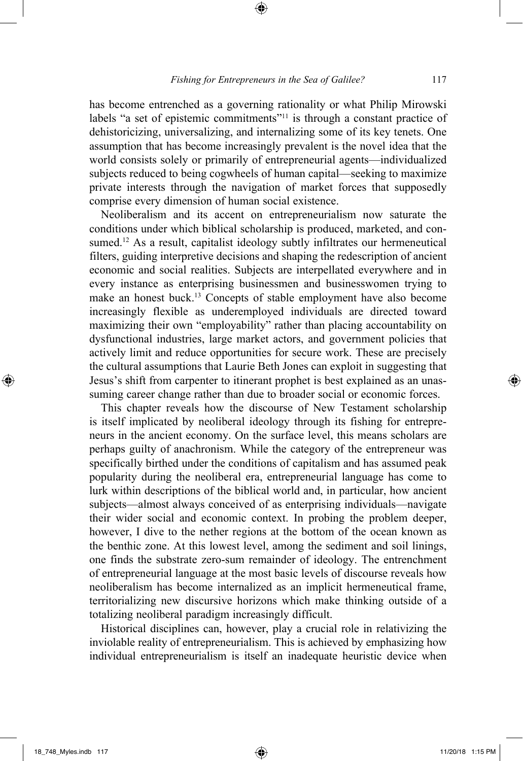has become entrenched as a governing rationality or what Philip Mirowski labels "a set of epistemic commitments"[11] is through a constant practice of dehistoricizing, universalizing, and internalizing some of its key tenets. One assumption that has become increasingly prevalent is the novel idea that the world consists solely or primarily of entrepreneurial agents—individualized subjects reduced to being cogwheels of human capital—seeking to maximize private interests through the navigation of market forces that supposedly comprise every dimension of human social existence.

Neoliberalism and its accent on entrepreneurialism now saturate the conditions under which biblical scholarship is produced, marketed, and consumed.[12] As a result, capitalist ideology subtly infiltrates our hermeneutical filters, guiding interpretive decisions and shaping the redescription of ancient economic and social realities. Subjects are interpellated everywhere and in every instance as enterprising businessmen and businesswomen trying to make an honest buck.[13] Concepts of stable employment have also become increasingly flexible as underemployed individuals are directed toward maximizing their own "employability" rather than placing accountability on dysfunctional industries, large market actors, and government policies that actively limit and reduce opportunities for secure work. These are precisely the cultural assumptions that Laurie Beth Jones can exploit in suggesting that Jesus's shift from carpenter to itinerant prophet is best explained as an unassuming career change rather than due to broader social or economic forces.

This chapter reveals how the discourse of New Testament scholarship is itself implicated by neoliberal ideology through its fishing for entrepreneurs in the ancient economy. On the surface level, this means scholars are perhaps guilty of anachronism. While the category of the entrepreneur was specifically birthed under the conditions of capitalism and has assumed peak popularity during the neoliberal era, entrepreneurial language has come to lurk within descriptions of the biblical world and, in particular, how ancient subjects—almost always conceived of as enterprising individuals—navigate their wider social and economic context. In probing the problem deeper, however, I dive to the nether regions at the bottom of the ocean known as the benthic zone. At this lowest level, among the sediment and soil linings, one finds the substrate zero-sum remainder of ideology. The entrenchment of entrepreneurial language at the most basic levels of discourse reveals how neoliberalism has become internalized as an implicit hermeneutical frame, territorializing new discursive horizons which make thinking outside of a totalizing neoliberal paradigm increasingly difficult.

Historical disciplines can, however, play a crucial role in relativizing the inviolable reality of entrepreneurialism. This is achieved by emphasizing how individual entrepreneurialism is itself an inadequate heuristic device when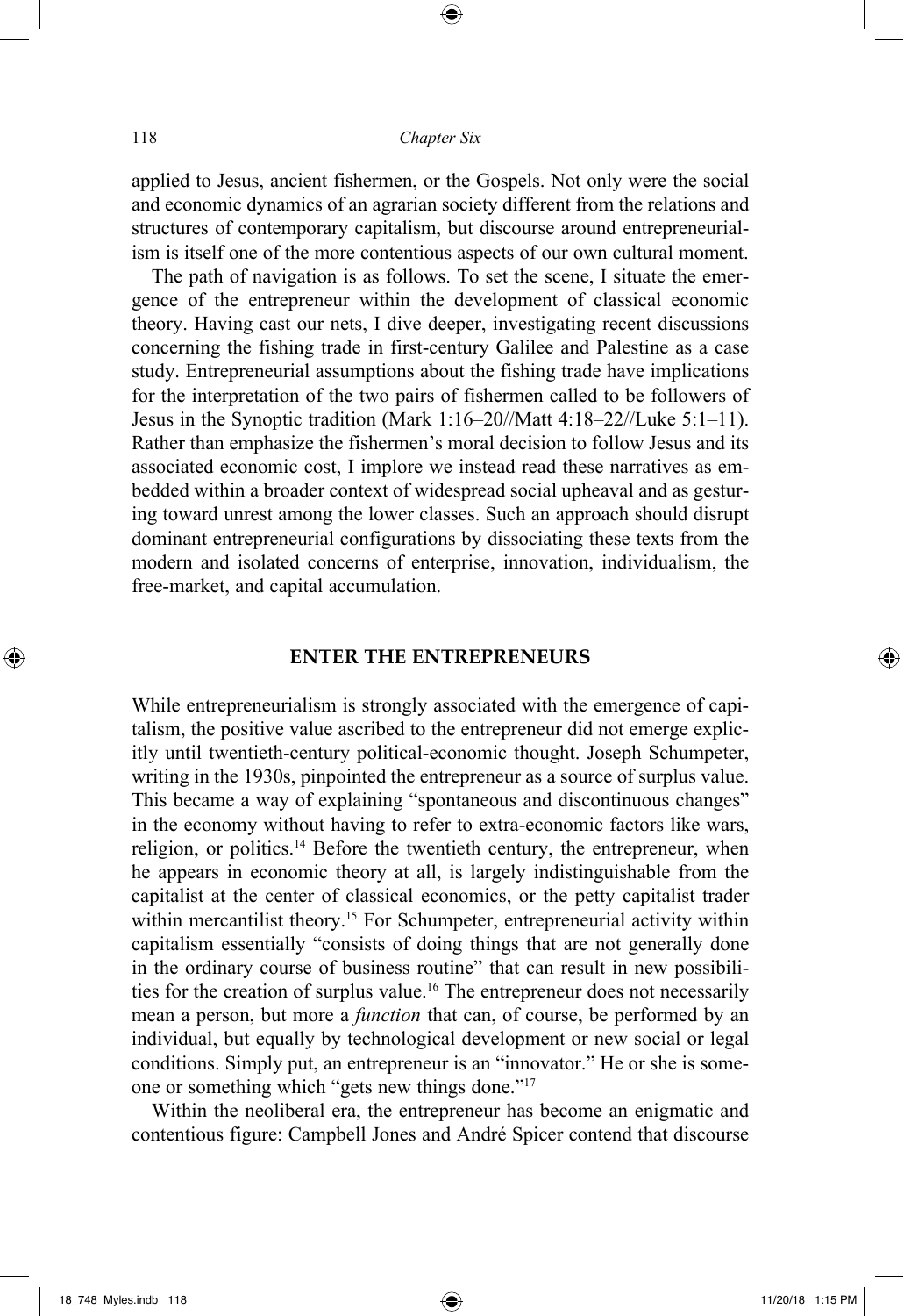applied to Jesus, ancient fishermen, or the Gospels. Not only were the social and economic dynamics of an agrarian society different from the relations and structures of contemporary capitalism, but discourse around entrepreneurialism is itself one of the more contentious aspects of our own cultural moment.

The path of navigation is as follows. To set the scene, I situate the emergence of the entrepreneur within the development of classical economic theory. Having cast our nets, I dive deeper, investigating recent discussions concerning the fishing trade in first-century Galilee and Palestine as a case study. Entrepreneurial assumptions about the fishing trade have implications for the interpretation of the two pairs of fishermen called to be followers of Jesus in the Synoptic tradition (Mark 1:16–20//Matt 4:18–22//Luke 5:1–11). Rather than emphasize the fishermen's moral decision to follow Jesus and its associated economic cost, I implore we instead read these narratives as embedded within a broader context of widespread social upheaval and as gesturing toward unrest among the lower classes. Such an approach should disrupt dominant entrepreneurial configurations by dissociating these texts from the modern and isolated concerns of enterprise, innovation, individualism, the free-market, and capital accumulation.

## ENTER THE ENTREPRENEURS

While entrepreneurialism is strongly associated with the emergence of capitalism, the positive value ascribed to the entrepreneur did not emerge explicitly until twentieth-century political-economic thought. Joseph Schumpeter, writing in the 1930s, pinpointed the entrepreneur as a source of surplus value. This became a way of explaining "spontaneous and discontinuous changes" in the economy without having to refer to extra-economic factors like wars, religion, or politics.[14] Before the twentieth century, the entrepreneur, when he appears in economic theory at all, is largely indistinguishable from the capitalist at the center of classical economics, or the petty capitalist trader within mercantilist theory.[15] For Schumpeter, entrepreneurial activity within capitalism essentially "consists of doing things that are not generally done in the ordinary course of business routine" that can result in new possibilities for the creation of surplus value.[16] The entrepreneur does not necessarily mean a person, but more a *function* that can, of course, be performed by an individual, but equally by technological development or new social or legal conditions. Simply put, an entrepreneur is an "innovator." He or she is someone or something which "gets new things done."[17]

Within the neoliberal era, the entrepreneur has become an enigmatic and contentious figure: Campbell Jones and André Spicer contend that discourse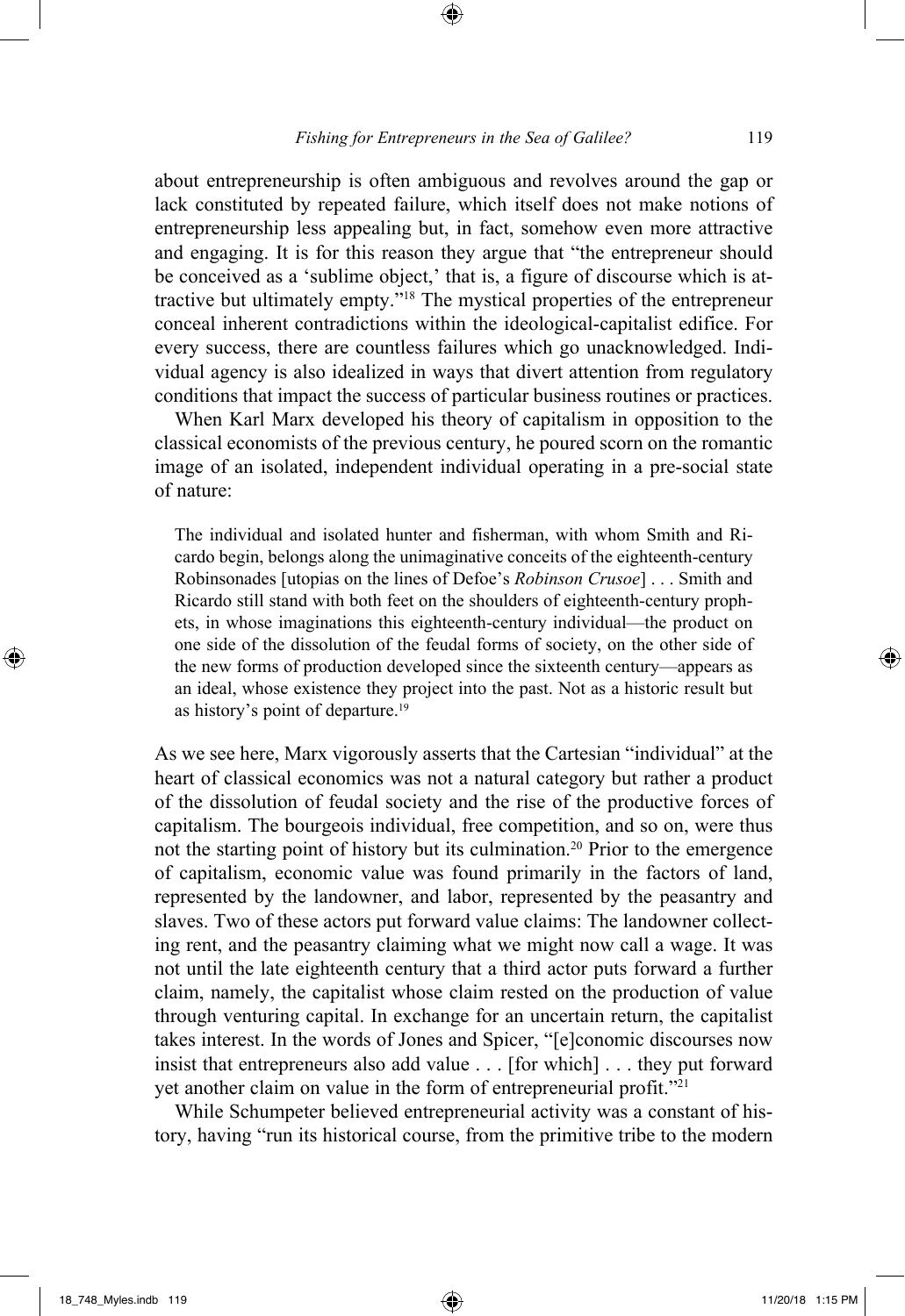about entrepreneurship is often ambiguous and revolves around the gap or lack constituted by repeated failure, which itself does not make notions of entrepreneurship less appealing but, in fact, somehow even more attractive and engaging. It is for this reason they argue that "the entrepreneur should be conceived as a 'sublime object,' that is, a figure of discourse which is attractive but ultimately empty."[18] The mystical properties of the entrepreneur conceal inherent contradictions within the ideological-capitalist edifice. For every success, there are countless failures which go unacknowledged. Individual agency is also idealized in ways that divert attention from regulatory conditions that impact the success of particular business routines or practices.

When Karl Marx developed his theory of capitalism in opposition to the classical economists of the previous century, he poured scorn on the romantic image of an isolated, independent individual operating in a pre-social state of nature:

> The individual and isolated hunter and fisherman, with whom Smith and Ricardo begin, belongs along the unimaginative conceits of the eighteenth-century Robinsonades [utopias on the lines of Defoe's *Robinson Crusoe*] . . . Smith and Ricardo still stand with both feet on the shoulders of eighteenth-century prophets, in whose imaginations this eighteenth-century individual—the product on one side of the dissolution of the feudal forms of society, on the other side of the new forms of production developed since the sixteenth century—appears as an ideal, whose existence they project into the past. Not as a historic result but as history's point of departure.[19]

As we see here, Marx vigorously asserts that the Cartesian "individual" at the heart of classical economics was not a natural category but rather a product of the dissolution of feudal society and the rise of the productive forces of capitalism. The bourgeois individual, free competition, and so on, were thus not the starting point of history but its culmination.[20] Prior to the emergence of capitalism, economic value was found primarily in the factors of land, represented by the landowner, and labor, represented by the peasantry and slaves. Two of these actors put forward value claims: The landowner collecting rent, and the peasantry claiming what we might now call a wage. It was not until the late eighteenth century that a third actor puts forward a further claim, namely, the capitalist whose claim rested on the production of value through venturing capital. In exchange for an uncertain return, the capitalist takes interest. In the words of Jones and Spicer, "[e]conomic discourses now insist that entrepreneurs also add value . . . [for which] . . . they put forward yet another claim on value in the form of entrepreneurial profit."[21]

While Schumpeter believed entrepreneurial activity was a constant of history, having "run its historical course, from the primitive tribe to the modern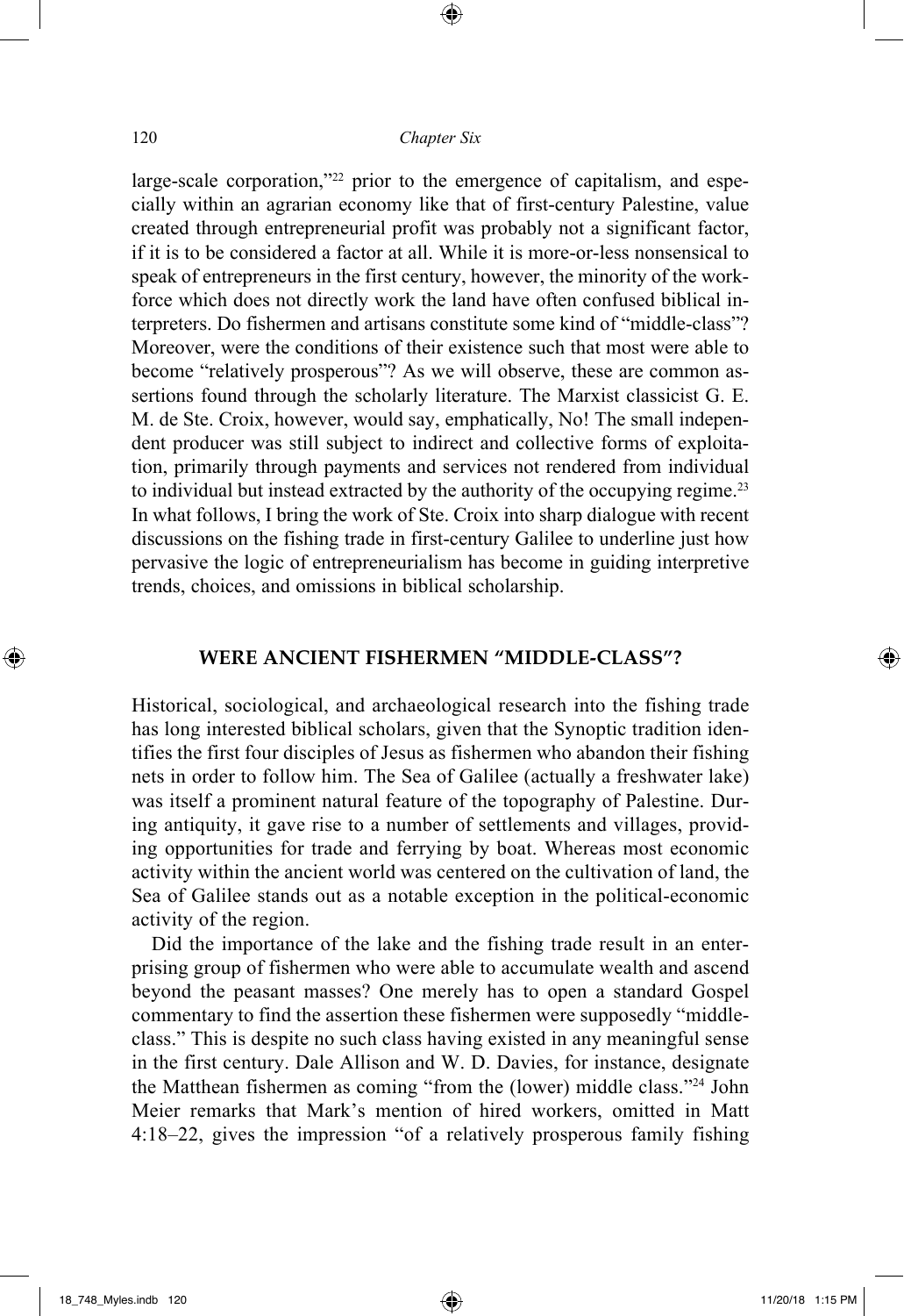large-scale corporation,"[22] prior to the emergence of capitalism, and especially within an agrarian economy like that of first-century Palestine, value created through entrepreneurial profit was probably not a significant factor, if it is to be considered a factor at all. While it is more-or-less nonsensical to speak of entrepreneurs in the first century, however, the minority of the workforce which does not directly work the land have often confused biblical interpreters. Do fishermen and artisans constitute some kind of "middle-class"? Moreover, were the conditions of their existence such that most were able to become "relatively prosperous"? As we will observe, these are common assertions found through the scholarly literature. The Marxist classicist G. E. M. de Ste. Croix, however, would say, emphatically, No! The small independent producer was still subject to indirect and collective forms of exploitation, primarily through payments and services not rendered from individual to individual but instead extracted by the authority of the occupying regime.[23] In what follows, I bring the work of Ste. Croix into sharp dialogue with recent discussions on the fishing trade in first-century Galilee to underline just how pervasive the logic of entrepreneurialism has become in guiding interpretive trends, choices, and omissions in biblical scholarship.

## WERE ANCIENT FISHERMEN "MIDDLE-CLASS"?

Historical, sociological, and archaeological research into the fishing trade has long interested biblical scholars, given that the Synoptic tradition identifies the first four disciples of Jesus as fishermen who abandon their fishing nets in order to follow him. The Sea of Galilee (actually a freshwater lake) was itself a prominent natural feature of the topography of Palestine. During antiquity, it gave rise to a number of settlements and villages, providing opportunities for trade and ferrying by boat. Whereas most economic activity within the ancient world was centered on the cultivation of land, the Sea of Galilee stands out as a notable exception in the political-economic activity of the region.

Did the importance of the lake and the fishing trade result in an enterprising group of fishermen who were able to accumulate wealth and ascend beyond the peasant masses? One merely has to open a standard Gospel commentary to find the assertion these fishermen were supposedly "middle-class." This is despite no such class having existed in any meaningful sense in the first century. Dale Allison and W. D. Davies, for instance, designate the Matthean fishermen as coming "from the (lower) middle class."[24] John Meier remarks that Mark's mention of hired workers, omitted in Matt 4:18–22, gives the impression "of a relatively prosperous family fishing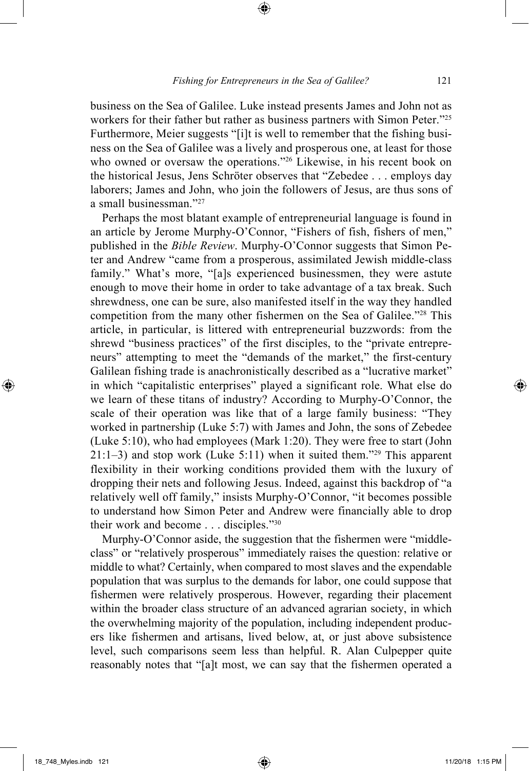business on the Sea of Galilee. Luke instead presents James and John not as workers for their father but rather as business partners with Simon Peter."[25] Furthermore, Meier suggests "[i]t is well to remember that the fishing business on the Sea of Galilee was a lively and prosperous one, at least for those who owned or oversaw the operations."[26] Likewise, in his recent book on the historical Jesus, Jens Schröter observes that "Zebedee . . . employs day laborers; James and John, who join the followers of Jesus, are thus sons of a small businessman."[27]

Perhaps the most blatant example of entrepreneurial language is found in an article by Jerome Murphy-O'Connor, "Fishers of fish, fishers of men," published in the *Bible Review*. Murphy-O'Connor suggests that Simon Peter and Andrew "came from a prosperous, assimilated Jewish middle-class family." What's more, "[a]s experienced businessmen, they were astute enough to move their home in order to take advantage of a tax break. Such shrewdness, one can be sure, also manifested itself in the way they handled competition from the many other fishermen on the Sea of Galilee."[28] This article, in particular, is littered with entrepreneurial buzzwords: from the shrewd "business practices" of the first disciples, to the "private entrepreneurs" attempting to meet the "demands of the market," the first-century Galilean fishing trade is anachronistically described as a "lucrative market" in which "capitalistic enterprises" played a significant role. What else do we learn of these titans of industry? According to Murphy-O'Connor, the scale of their operation was like that of a large family business: "They worked in partnership (Luke 5:7) with James and John, the sons of Zebedee (Luke 5:10), who had employees (Mark 1:20). They were free to start (John 21:1–3) and stop work (Luke 5:11) when it suited them."[29] This apparent flexibility in their working conditions provided them with the luxury of dropping their nets and following Jesus. Indeed, against this backdrop of "a relatively well off family," insists Murphy-O'Connor, "it becomes possible to understand how Simon Peter and Andrew were financially able to drop their work and become . . . disciples."[30]

Murphy-O'Connor aside, the suggestion that the fishermen were "middle-class" or "relatively prosperous" immediately raises the question: relative or middle to what? Certainly, when compared to most slaves and the expendable population that was surplus to the demands for labor, one could suppose that fishermen were relatively prosperous. However, regarding their placement within the broader class structure of an advanced agrarian society, in which the overwhelming majority of the population, including independent producers like fishermen and artisans, lived below, at, or just above subsistence level, such comparisons seem less than helpful. R. Alan Culpepper quite reasonably notes that "[a]t most, we can say that the fishermen operated a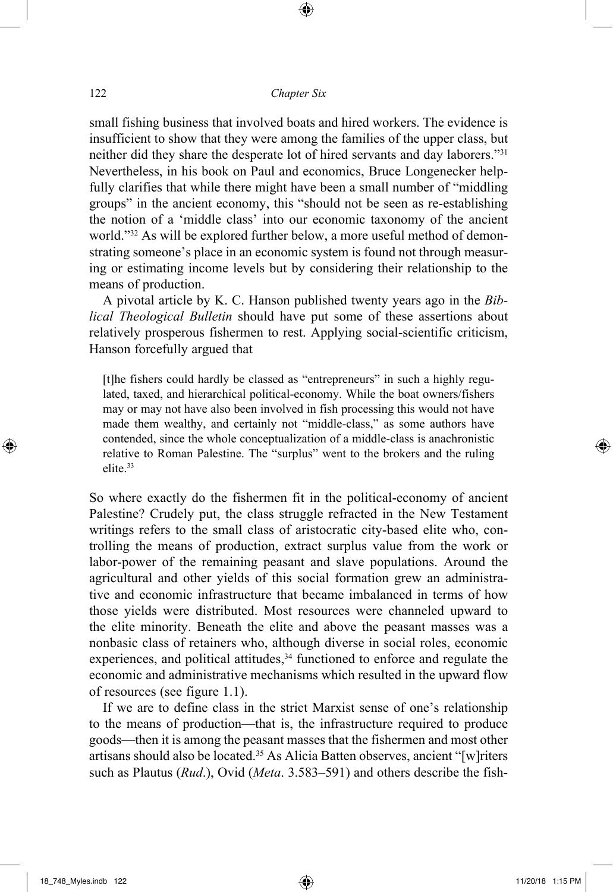small fishing business that involved boats and hired workers. The evidence is insufficient to show that they were among the families of the upper class, but neither did they share the desperate lot of hired servants and day laborers."[31] Nevertheless, in his book on Paul and economics, Bruce Longenecker helpfully clarifies that while there might have been a small number of "middling groups" in the ancient economy, this "should not be seen as re-establishing the notion of a 'middle class' into our economic taxonomy of the ancient world."[32] As will be explored further below, a more useful method of demonstrating someone's place in an economic system is found not through measuring or estimating income levels but by considering their relationship to the means of production.

A pivotal article by K. C. Hanson published twenty years ago in the *Biblical Theological Bulletin* should have put some of these assertions about relatively prosperous fishermen to rest. Applying social-scientific criticism, Hanson forcefully argued that

> [t]he fishers could hardly be classed as "entrepreneurs" in such a highly regulated, taxed, and hierarchical political-economy. While the boat owners/fishers may or may not have also been involved in fish processing this would not have made them wealthy, and certainly not "middle-class," as some authors have contended, since the whole conceptualization of a middle-class is anachronistic relative to Roman Palestine. The "surplus" went to the brokers and the ruling elite.[33]

So where exactly do the fishermen fit in the political-economy of ancient Palestine? Crudely put, the class struggle refracted in the New Testament writings refers to the small class of aristocratic city-based elite who, controlling the means of production, extract surplus value from the work or labor-power of the remaining peasant and slave populations. Around the agricultural and other yields of this social formation grew an administrative and economic infrastructure that became imbalanced in terms of how those yields were distributed. Most resources were channeled upward to the elite minority. Beneath the elite and above the peasant masses was a nonbasic class of retainers who, although diverse in social roles, economic experiences, and political attitudes,[34] functioned to enforce and regulate the economic and administrative mechanisms which resulted in the upward flow of resources (see figure 1.1).

If we are to define class in the strict Marxist sense of one's relationship to the means of production—that is, the infrastructure required to produce goods—then it is among the peasant masses that the fishermen and most other artisans should also be located.[35] As Alicia Batten observes, ancient "[w]riters such as Plautus (*Rud*.), Ovid (*Meta*. 3.583–591) and others describe the fish-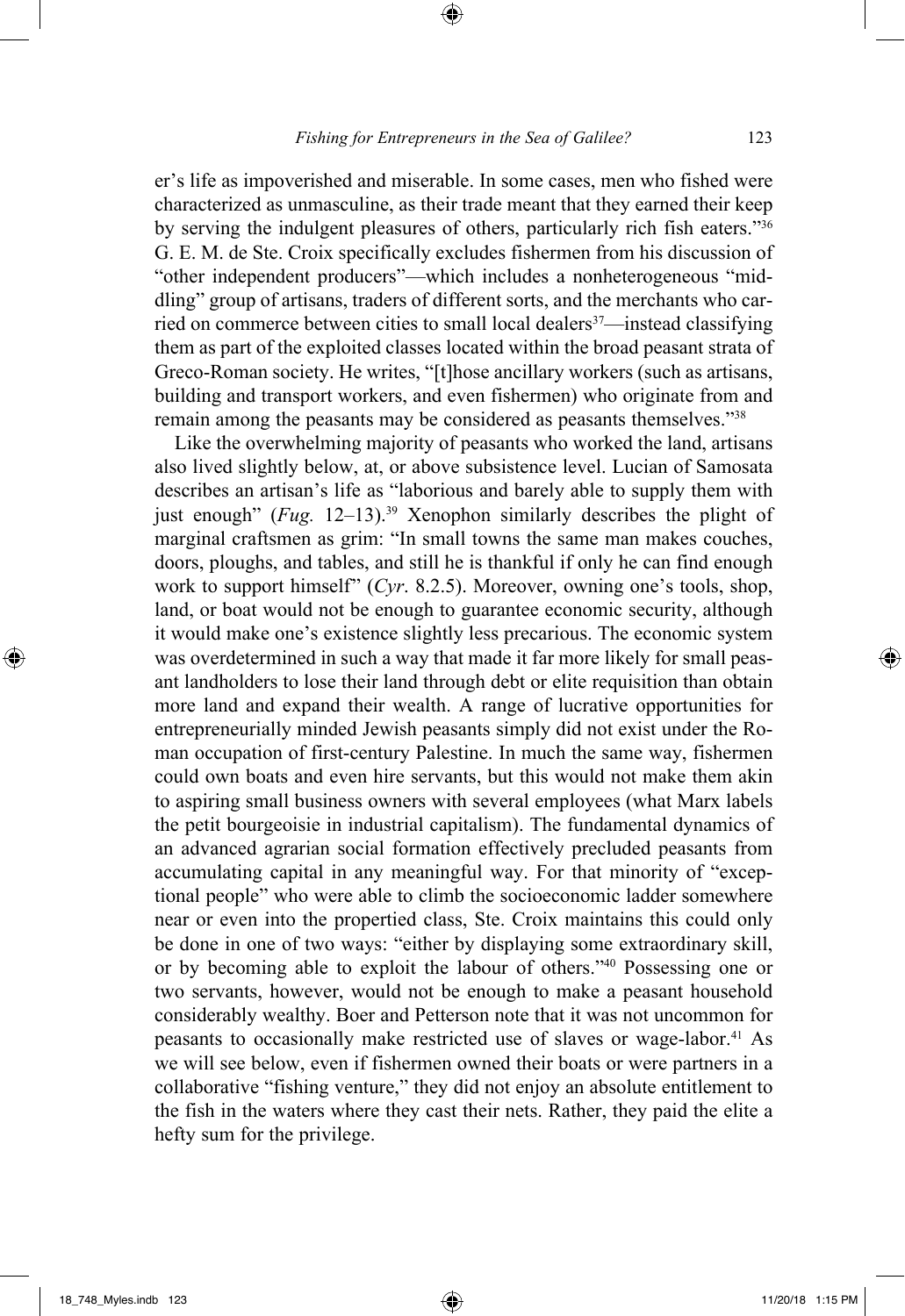er's life as impoverished and miserable. In some cases, men who fished were characterized as unmasculine, as their trade meant that they earned their keep by serving the indulgent pleasures of others, particularly rich fish eaters."[36] G. E. M. de Ste. Croix specifically excludes fishermen from his discussion of "other independent producers"—which includes a nonheterogeneous "middling" group of artisans, traders of different sorts, and the merchants who carried on commerce between cities to small local dealers[37]—instead classifying them as part of the exploited classes located within the broad peasant strata of Greco-Roman society. He writes, "[t]hose ancillary workers (such as artisans, building and transport workers, and even fishermen) who originate from and remain among the peasants may be considered as peasants themselves."[38]

Like the overwhelming majority of peasants who worked the land, artisans also lived slightly below, at, or above subsistence level. Lucian of Samosata describes an artisan's life as "laborious and barely able to supply them with just enough" (*Fug.* 12–13).[39] Xenophon similarly describes the plight of marginal craftsmen as grim: "In small towns the same man makes couches, doors, ploughs, and tables, and still he is thankful if only he can find enough work to support himself" (*Cyr*. 8.2.5). Moreover, owning one's tools, shop, land, or boat would not be enough to guarantee economic security, although it would make one's existence slightly less precarious. The economic system was overdetermined in such a way that made it far more likely for small peasant landholders to lose their land through debt or elite requisition than obtain more land and expand their wealth. A range of lucrative opportunities for entrepreneurially minded Jewish peasants simply did not exist under the Roman occupation of first-century Palestine. In much the same way, fishermen could own boats and even hire servants, but this would not make them akin to aspiring small business owners with several employees (what Marx labels the petit bourgeoisie in industrial capitalism). The fundamental dynamics of an advanced agrarian social formation effectively precluded peasants from accumulating capital in any meaningful way. For that minority of "exceptional people" who were able to climb the socioeconomic ladder somewhere near or even into the propertied class, Ste. Croix maintains this could only be done in one of two ways: "either by displaying some extraordinary skill, or by becoming able to exploit the labour of others."[40] Possessing one or two servants, however, would not be enough to make a peasant household considerably wealthy. Boer and Petterson note that it was not uncommon for peasants to occasionally make restricted use of slaves or wage-labor.[41] As we will see below, even if fishermen owned their boats or were partners in a collaborative "fishing venture," they did not enjoy an absolute entitlement to the fish in the waters where they cast their nets. Rather, they paid the elite a hefty sum for the privilege.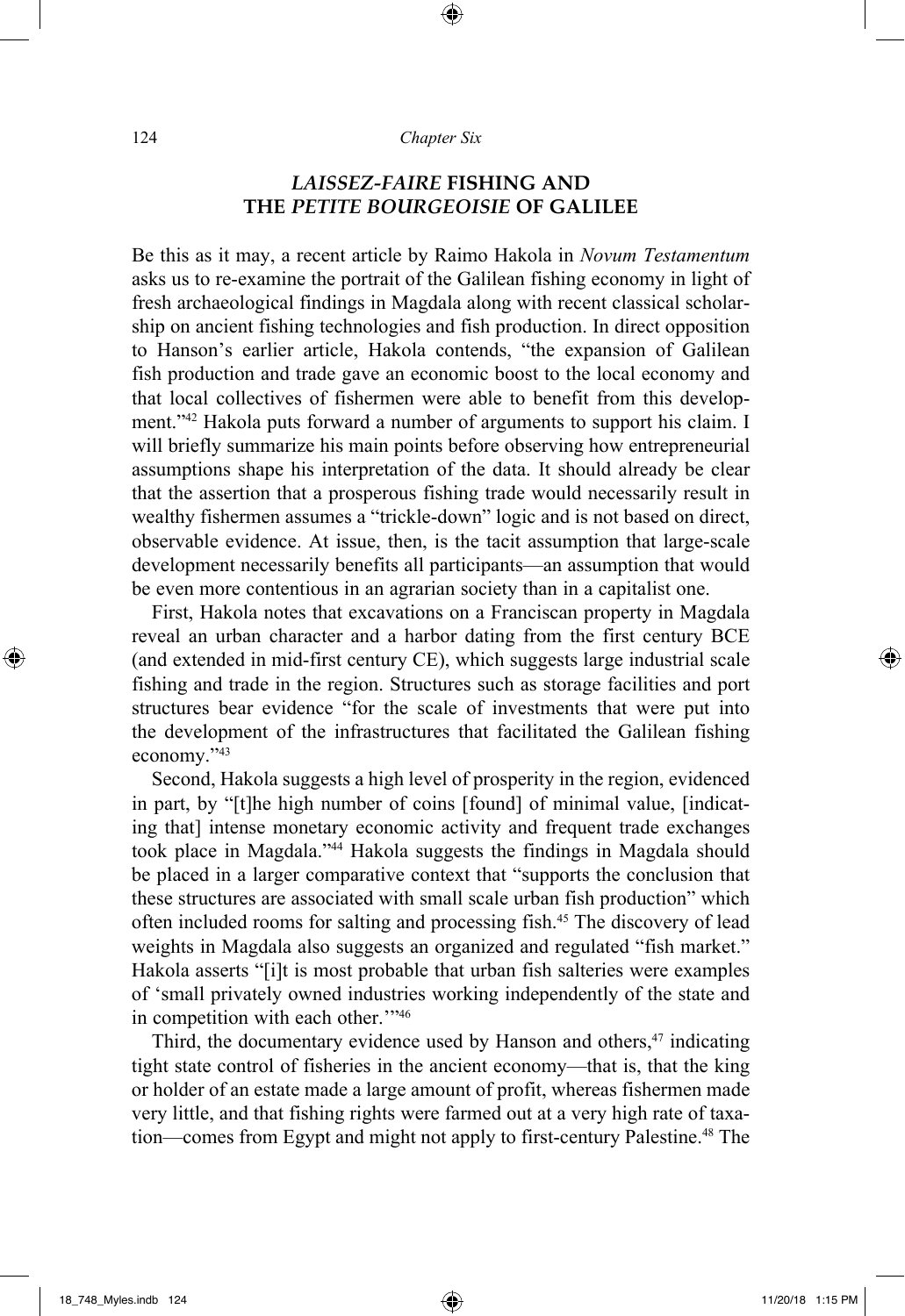## *LAISSEZ-FAIRE* FISHING AND THE *PETITE BOURGEOISIE* OF GALILEE

Be this as it may, a recent article by Raimo Hakola in *Novum Testamentum* asks us to re-examine the portrait of the Galilean fishing economy in light of fresh archaeological findings in Magdala along with recent classical scholarship on ancient fishing technologies and fish production. In direct opposition to Hanson's earlier article, Hakola contends, "the expansion of Galilean fish production and trade gave an economic boost to the local economy and that local collectives of fishermen were able to benefit from this development."[42] Hakola puts forward a number of arguments to support his claim. I will briefly summarize his main points before observing how entrepreneurial assumptions shape his interpretation of the data. It should already be clear that the assertion that a prosperous fishing trade would necessarily result in wealthy fishermen assumes a "trickle-down" logic and is not based on direct, observable evidence. At issue, then, is the tacit assumption that large-scale development necessarily benefits all participants—an assumption that would be even more contentious in an agrarian society than in a capitalist one.

First, Hakola notes that excavations on a Franciscan property in Magdala reveal an urban character and a harbor dating from the first century BCE (and extended in mid-first century CE), which suggests large industrial scale fishing and trade in the region. Structures such as storage facilities and port structures bear evidence "for the scale of investments that were put into the development of the infrastructures that facilitated the Galilean fishing economy."[43]

Second, Hakola suggests a high level of prosperity in the region, evidenced in part, by "[t]he high number of coins [found] of minimal value, [indicating that] intense monetary economic activity and frequent trade exchanges took place in Magdala."[44] Hakola suggests the findings in Magdala should be placed in a larger comparative context that "supports the conclusion that these structures are associated with small scale urban fish production" which often included rooms for salting and processing fish.[45] The discovery of lead weights in Magdala also suggests an organized and regulated "fish market." Hakola asserts "[i]t is most probable that urban fish salteries were examples of 'small privately owned industries working independently of the state and in competition with each other.'"[46]

Third, the documentary evidence used by Hanson and others,[47] indicating tight state control of fisheries in the ancient economy—that is, that the king or holder of an estate made a large amount of profit, whereas fishermen made very little, and that fishing rights were farmed out at a very high rate of taxation—comes from Egypt and might not apply to first-century Palestine.[48] The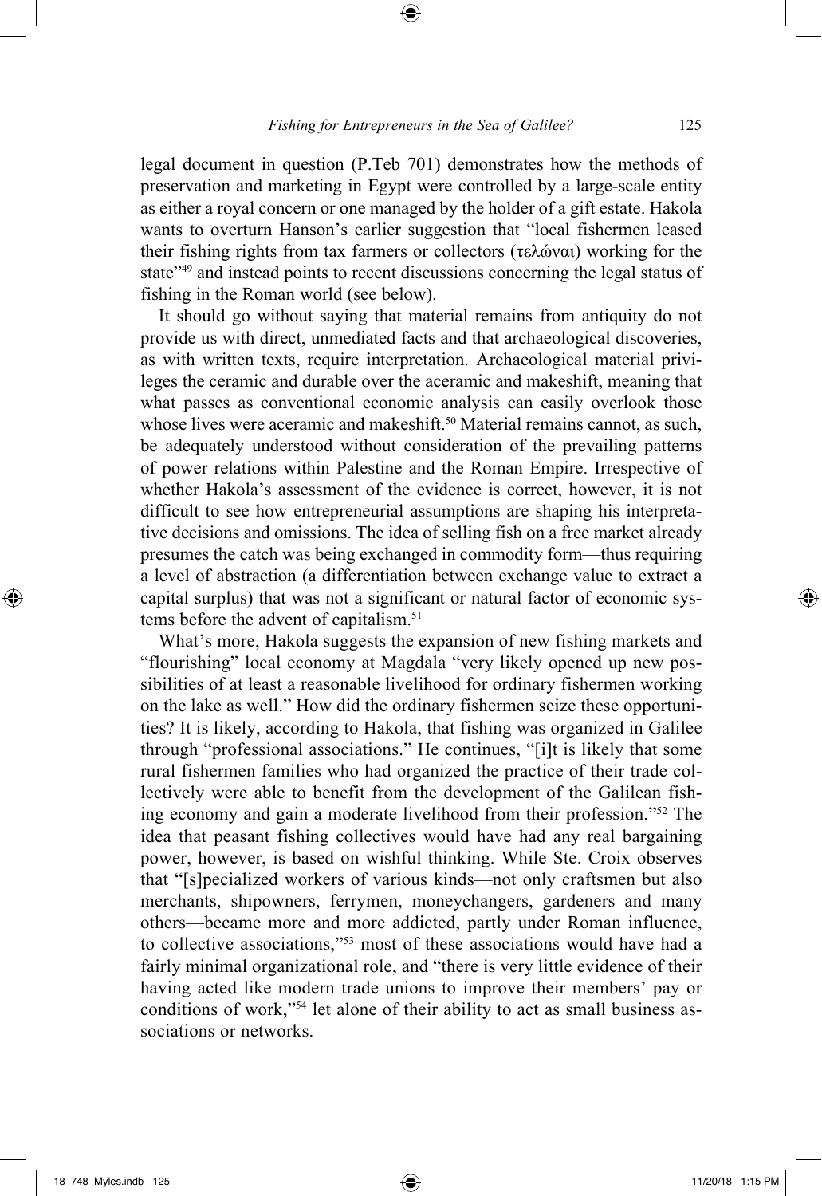legal document in question (P.Teb 701) demonstrates how the methods of preservation and marketing in Egypt were controlled by a large-scale entity as either a royal concern or one managed by the holder of a gift estate. Hakola wants to overturn Hanson's earlier suggestion that "local fishermen leased their fishing rights from tax farmers or collectors (τελώναι) working for the state"[49] and instead points to recent discussions concerning the legal status of fishing in the Roman world (see below).

It should go without saying that material remains from antiquity do not provide us with direct, unmediated facts and that archaeological discoveries, as with written texts, require interpretation. Archaeological material privileges the ceramic and durable over the aceramic and makeshift, meaning that what passes as conventional economic analysis can easily overlook those whose lives were aceramic and makeshift.[50] Material remains cannot, as such, be adequately understood without consideration of the prevailing patterns of power relations within Palestine and the Roman Empire. Irrespective of whether Hakola's assessment of the evidence is correct, however, it is not difficult to see how entrepreneurial assumptions are shaping his interpretative decisions and omissions. The idea of selling fish on a free market already presumes the catch was being exchanged in commodity form—thus requiring a level of abstraction (a differentiation between exchange value to extract a capital surplus) that was not a significant or natural factor of economic systems before the advent of capitalism.[51]

What's more, Hakola suggests the expansion of new fishing markets and "flourishing" local economy at Magdala "very likely opened up new possibilities of at least a reasonable livelihood for ordinary fishermen working on the lake as well." How did the ordinary fishermen seize these opportunities? It is likely, according to Hakola, that fishing was organized in Galilee through "professional associations." He continues, "[i]t is likely that some rural fishermen families who had organized the practice of their trade collectively were able to benefit from the development of the Galilean fishing economy and gain a moderate livelihood from their profession."[52] The idea that peasant fishing collectives would have had any real bargaining power, however, is based on wishful thinking. While Ste. Croix observes that "[s]pecialized workers of various kinds—not only craftsmen but also merchants, shipowners, ferrymen, moneychangers, gardeners and many others—became more and more addicted, partly under Roman influence, to collective associations,"[53] most of these associations would have had a fairly minimal organizational role, and "there is very little evidence of their having acted like modern trade unions to improve their members' pay or conditions of work,"[54] let alone of their ability to act as small business associations or networks.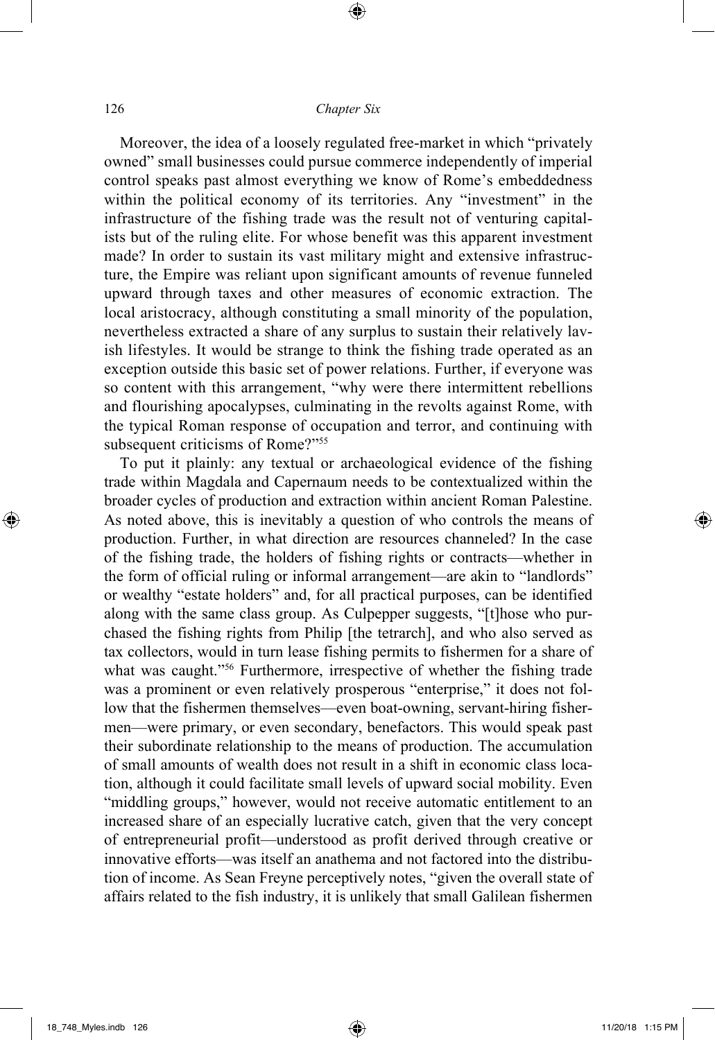Moreover, the idea of a loosely regulated free-market in which "privately owned" small businesses could pursue commerce independently of imperial control speaks past almost everything we know of Rome's embeddedness within the political economy of its territories. Any "investment" in the infrastructure of the fishing trade was the result not of venturing capitalists but of the ruling elite. For whose benefit was this apparent investment made? In order to sustain its vast military might and extensive infrastructure, the Empire was reliant upon significant amounts of revenue funneled upward through taxes and other measures of economic extraction. The local aristocracy, although constituting a small minority of the population, nevertheless extracted a share of any surplus to sustain their relatively lavish lifestyles. It would be strange to think the fishing trade operated as an exception outside this basic set of power relations. Further, if everyone was so content with this arrangement, "why were there intermittent rebellions and flourishing apocalypses, culminating in the revolts against Rome, with the typical Roman response of occupation and terror, and continuing with subsequent criticisms of Rome?"[55]

To put it plainly: any textual or archaeological evidence of the fishing trade within Magdala and Capernaum needs to be contextualized within the broader cycles of production and extraction within ancient Roman Palestine. As noted above, this is inevitably a question of who controls the means of production. Further, in what direction are resources channeled? In the case of the fishing trade, the holders of fishing rights or contracts—whether in the form of official ruling or informal arrangement—are akin to "landlords" or wealthy "estate holders" and, for all practical purposes, can be identified along with the same class group. As Culpepper suggests, "[t]hose who purchased the fishing rights from Philip [the tetrarch], and who also served as tax collectors, would in turn lease fishing permits to fishermen for a share of what was caught."[56] Furthermore, irrespective of whether the fishing trade was a prominent or even relatively prosperous "enterprise," it does not follow that the fishermen themselves—even boat-owning, servant-hiring fishermen—were primary, or even secondary, benefactors. This would speak past their subordinate relationship to the means of production. The accumulation of small amounts of wealth does not result in a shift in economic class location, although it could facilitate small levels of upward social mobility. Even "middling groups," however, would not receive automatic entitlement to an increased share of an especially lucrative catch, given that the very concept of entrepreneurial profit—understood as profit derived through creative or innovative efforts—was itself an anathema and not factored into the distribution of income. As Sean Freyne perceptively notes, "given the overall state of affairs related to the fish industry, it is unlikely that small Galilean fishermen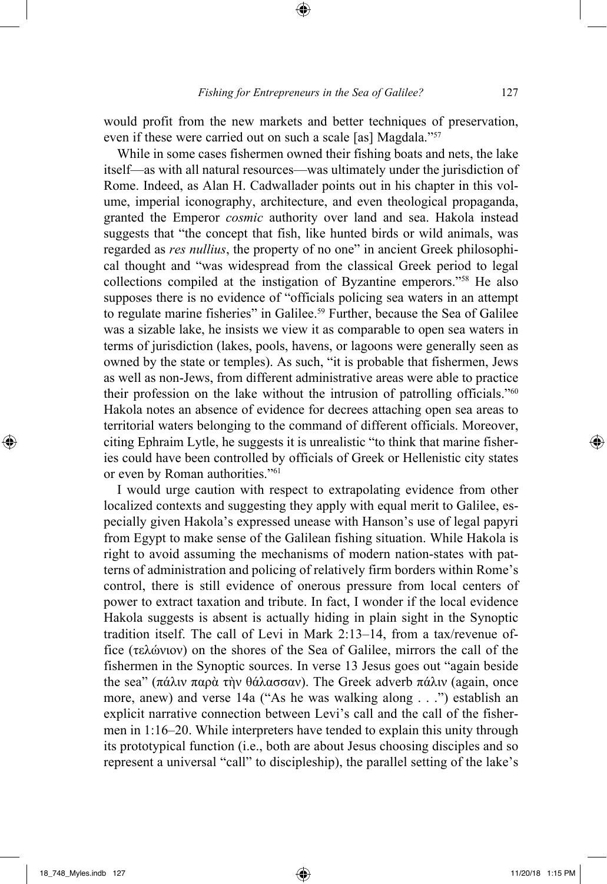would profit from the new markets and better techniques of preservation, even if these were carried out on such a scale [as] Magdala."[57]

While in some cases fishermen owned their fishing boats and nets, the lake itself—as with all natural resources—was ultimately under the jurisdiction of Rome. Indeed, as Alan H. Cadwallader points out in his chapter in this volume, imperial iconography, architecture, and even theological propaganda, granted the Emperor *cosmic* authority over land and sea. Hakola instead suggests that "the concept that fish, like hunted birds or wild animals, was regarded as *res nullius*, the property of no one" in ancient Greek philosophical thought and "was widespread from the classical Greek period to legal collections compiled at the instigation of Byzantine emperors."[58] He also supposes there is no evidence of "officials policing sea waters in an attempt to regulate marine fisheries" in Galilee.[59] Further, because the Sea of Galilee was a sizable lake, he insists we view it as comparable to open sea waters in terms of jurisdiction (lakes, pools, havens, or lagoons were generally seen as owned by the state or temples). As such, "it is probable that fishermen, Jews as well as non-Jews, from different administrative areas were able to practice their profession on the lake without the intrusion of patrolling officials."[60] Hakola notes an absence of evidence for decrees attaching open sea areas to territorial waters belonging to the command of different officials. Moreover, citing Ephraim Lytle, he suggests it is unrealistic "to think that marine fisheries could have been controlled by officials of Greek or Hellenistic city states or even by Roman authorities."[61]

I would urge caution with respect to extrapolating evidence from other localized contexts and suggesting they apply with equal merit to Galilee, especially given Hakola's expressed unease with Hanson's use of legal papyri from Egypt to make sense of the Galilean fishing situation. While Hakola is right to avoid assuming the mechanisms of modern nation-states with patterns of administration and policing of relatively firm borders within Rome's control, there is still evidence of onerous pressure from local centers of power to extract taxation and tribute. In fact, I wonder if the local evidence Hakola suggests is absent is actually hiding in plain sight in the Synoptic tradition itself. The call of Levi in Mark 2:13–14, from a tax/revenue office (τελώνιον) on the shores of the Sea of Galilee, mirrors the call of the fishermen in the Synoptic sources. In verse 13 Jesus goes out "again beside the sea" (πάλιν παρὰ τὴν θάλασσαν). The Greek adverb πάλιν (again, once more, anew) and verse 14a ("As he was walking along . . .") establish an explicit narrative connection between Levi's call and the call of the fishermen in 1:16–20. While interpreters have tended to explain this unity through its prototypical function (i.e., both are about Jesus choosing disciples and so represent a universal "call" to discipleship), the parallel setting of the lake's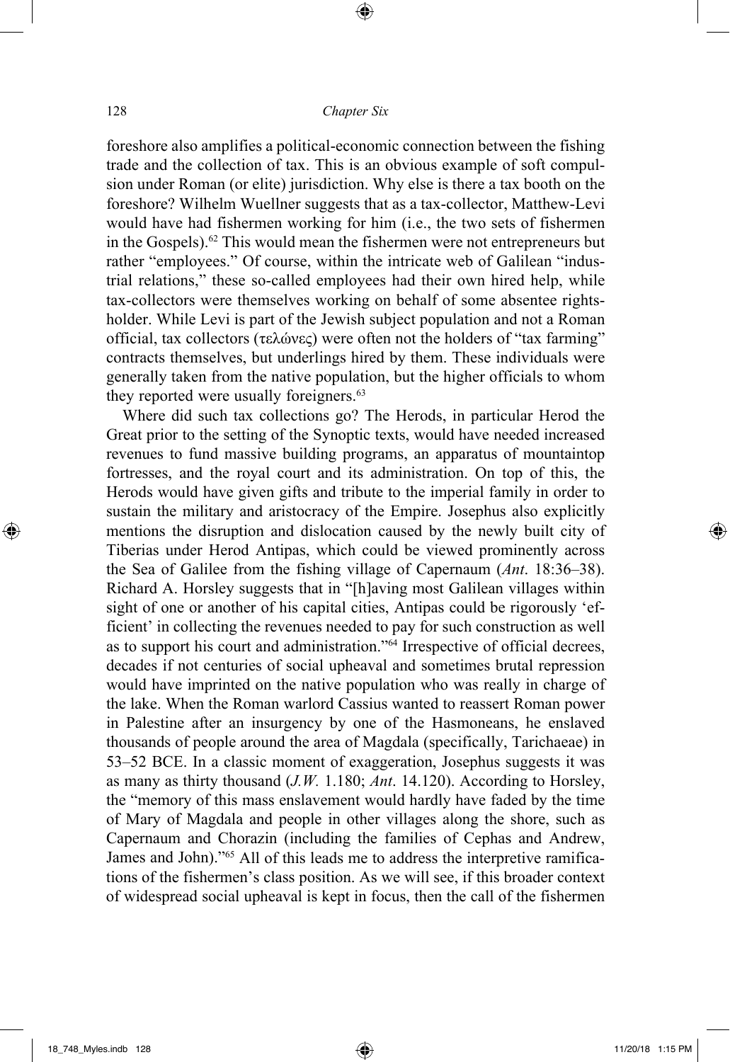foreshore also amplifies a political-economic connection between the fishing trade and the collection of tax. This is an obvious example of soft compulsion under Roman (or elite) jurisdiction. Why else is there a tax booth on the foreshore? Wilhelm Wuellner suggests that as a tax-collector, Matthew-Levi would have had fishermen working for him (i.e., the two sets of fishermen in the Gospels).[62] This would mean the fishermen were not entrepreneurs but rather "employees." Of course, within the intricate web of Galilean "industrial relations," these so-called employees had their own hired help, while tax-collectors were themselves working on behalf of some absentee rights-holder. While Levi is part of the Jewish subject population and not a Roman official, tax collectors (τελώνες) were often not the holders of "tax farming" contracts themselves, but underlings hired by them. These individuals were generally taken from the native population, but the higher officials to whom they reported were usually foreigners.[63]

Where did such tax collections go? The Herods, in particular Herod the Great prior to the setting of the Synoptic texts, would have needed increased revenues to fund massive building programs, an apparatus of mountaintop fortresses, and the royal court and its administration. On top of this, the Herods would have given gifts and tribute to the imperial family in order to sustain the military and aristocracy of the Empire. Josephus also explicitly mentions the disruption and dislocation caused by the newly built city of Tiberias under Herod Antipas, which could be viewed prominently across the Sea of Galilee from the fishing village of Capernaum (*Ant*. 18:36–38). Richard A. Horsley suggests that in "[h]aving most Galilean villages within sight of one or another of his capital cities, Antipas could be rigorously 'efficient' in collecting the revenues needed to pay for such construction as well as to support his court and administration."[64] Irrespective of official decrees, decades if not centuries of social upheaval and sometimes brutal repression would have imprinted on the native population who was really in charge of the lake. When the Roman warlord Cassius wanted to reassert Roman power in Palestine after an insurgency by one of the Hasmoneans, he enslaved thousands of people around the area of Magdala (specifically, Tarichaeae) in 53–52 BCE. In a classic moment of exaggeration, Josephus suggests it was as many as thirty thousand (*J.W.* 1.180; *Ant*. 14.120). According to Horsley, the "memory of this mass enslavement would hardly have faded by the time of Mary of Magdala and people in other villages along the shore, such as Capernaum and Chorazin (including the families of Cephas and Andrew, James and John)."[65] All of this leads me to address the interpretive ramifications of the fishermen's class position. As we will see, if this broader context of widespread social upheaval is kept in focus, then the call of the fishermen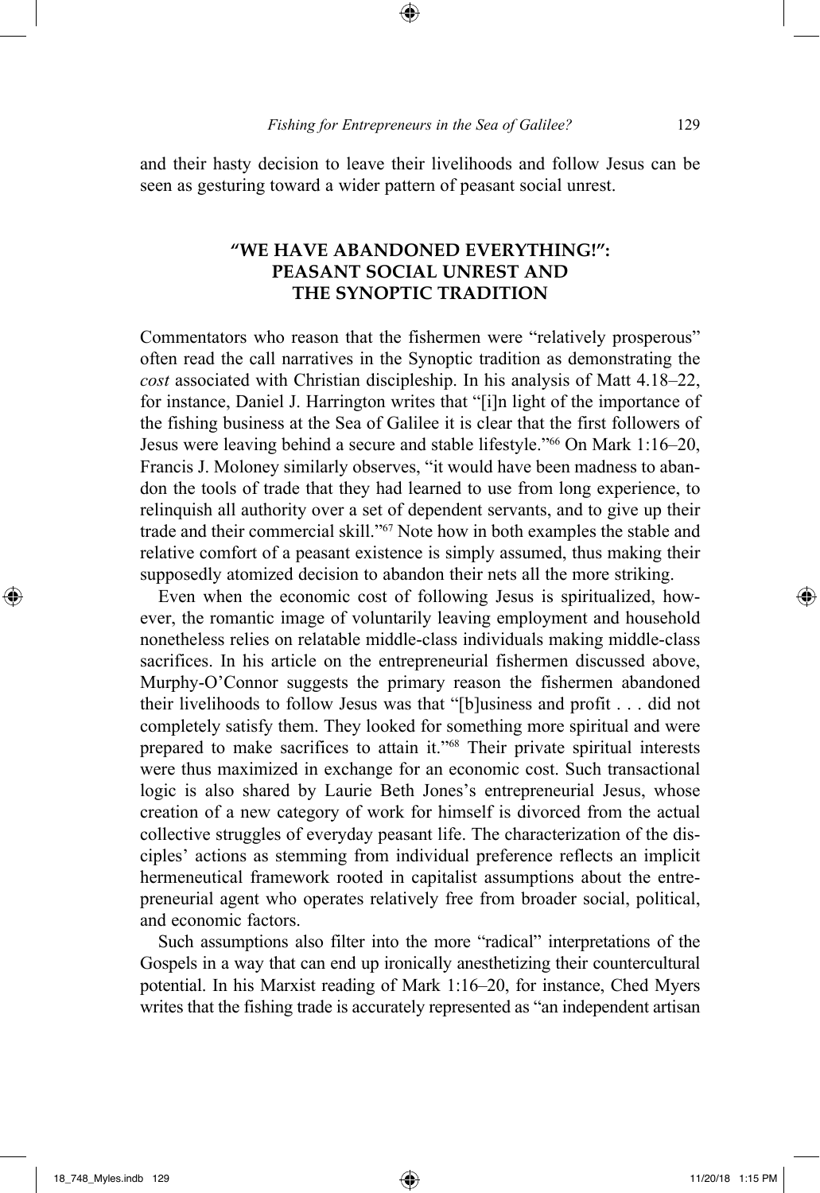and their hasty decision to leave their livelihoods and follow Jesus can be seen as gesturing toward a wider pattern of peasant social unrest.

## "WE HAVE ABANDONED EVERYTHING!": PEASANT SOCIAL UNREST AND THE SYNOPTIC TRADITION

Commentators who reason that the fishermen were "relatively prosperous" often read the call narratives in the Synoptic tradition as demonstrating the *cost* associated with Christian discipleship. In his analysis of Matt 4.18–22, for instance, Daniel J. Harrington writes that "[i]n light of the importance of the fishing business at the Sea of Galilee it is clear that the first followers of Jesus were leaving behind a secure and stable lifestyle."[66] On Mark 1:16–20, Francis J. Moloney similarly observes, "it would have been madness to abandon the tools of trade that they had learned to use from long experience, to relinquish all authority over a set of dependent servants, and to give up their trade and their commercial skill."[67] Note how in both examples the stable and relative comfort of a peasant existence is simply assumed, thus making their supposedly atomized decision to abandon their nets all the more striking.

Even when the economic cost of following Jesus is spiritualized, however, the romantic image of voluntarily leaving employment and household nonetheless relies on relatable middle-class individuals making middle-class sacrifices. In his article on the entrepreneurial fishermen discussed above, Murphy-O'Connor suggests the primary reason the fishermen abandoned their livelihoods to follow Jesus was that "[b]usiness and profit . . . did not completely satisfy them. They looked for something more spiritual and were prepared to make sacrifices to attain it."[68] Their private spiritual interests were thus maximized in exchange for an economic cost. Such transactional logic is also shared by Laurie Beth Jones's entrepreneurial Jesus, whose creation of a new category of work for himself is divorced from the actual collective struggles of everyday peasant life. The characterization of the disciples' actions as stemming from individual preference reflects an implicit hermeneutical framework rooted in capitalist assumptions about the entrepreneurial agent who operates relatively free from broader social, political, and economic factors.

Such assumptions also filter into the more "radical" interpretations of the Gospels in a way that can end up ironically anesthetizing their countercultural potential. In his Marxist reading of Mark 1:16–20, for instance, Ched Myers writes that the fishing trade is accurately represented as "an independent artisan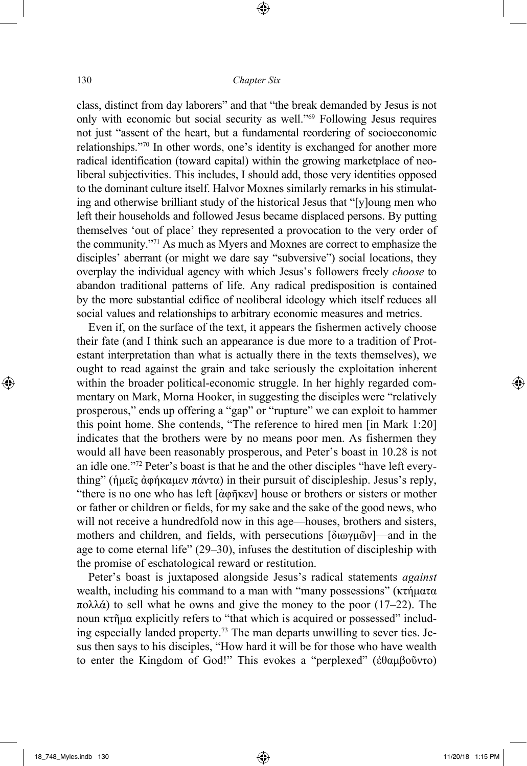class, distinct from day laborers" and that "the break demanded by Jesus is not only with economic but social security as well."[69] Following Jesus requires not just "assent of the heart, but a fundamental reordering of socioeconomic relationships."[70] In other words, one's identity is exchanged for another more radical identification (toward capital) within the growing marketplace of neoliberal subjectivities. This includes, I should add, those very identities opposed to the dominant culture itself. Halvor Moxnes similarly remarks in his stimulating and otherwise brilliant study of the historical Jesus that "[y]oung men who left their households and followed Jesus became displaced persons. By putting themselves 'out of place' they represented a provocation to the very order of the community."[71] As much as Myers and Moxnes are correct to emphasize the disciples' aberrant (or might we dare say "subversive") social locations, they overplay the individual agency with which Jesus's followers freely *choose* to abandon traditional patterns of life. Any radical predisposition is contained by the more substantial edifice of neoliberal ideology which itself reduces all social values and relationships to arbitrary economic measures and metrics.

Even if, on the surface of the text, it appears the fishermen actively choose their fate (and I think such an appearance is due more to a tradition of Protestant interpretation than what is actually there in the texts themselves), we ought to read against the grain and take seriously the exploitation inherent within the broader political-economic struggle. In her highly regarded commentary on Mark, Morna Hooker, in suggesting the disciples were "relatively prosperous," ends up offering a "gap" or "rupture" we can exploit to hammer this point home. She contends, "The reference to hired men [in Mark 1:20] indicates that the brothers were by no means poor men. As fishermen they would all have been reasonably prosperous, and Peter's boast in 10.28 is not an idle one."[72] Peter's boast is that he and the other disciples "have left everything" (ἡμεῖς ἀφήκαμεν πάντα) in their pursuit of discipleship. Jesus's reply, "there is no one who has left [ἀφῆκεν] house or brothers or sisters or mother or father or children or fields, for my sake and the sake of the good news, who will not receive a hundredfold now in this age—houses, brothers and sisters, mothers and children, and fields, with persecutions [διωγμῶν]—and in the age to come eternal life" (29–30), infuses the destitution of discipleship with the promise of eschatological reward or restitution.

Peter's boast is juxtaposed alongside Jesus's radical statements *against* wealth, including his command to a man with "many possessions" (κτήματα πολλά) to sell what he owns and give the money to the poor (17–22). The noun κτῆμα explicitly refers to "that which is acquired or possessed" including especially landed property.[73] The man departs unwilling to sever ties. Jesus then says to his disciples, "How hard it will be for those who have wealth to enter the Kingdom of God!" This evokes a "perplexed" (ἐθαμβοῦντο)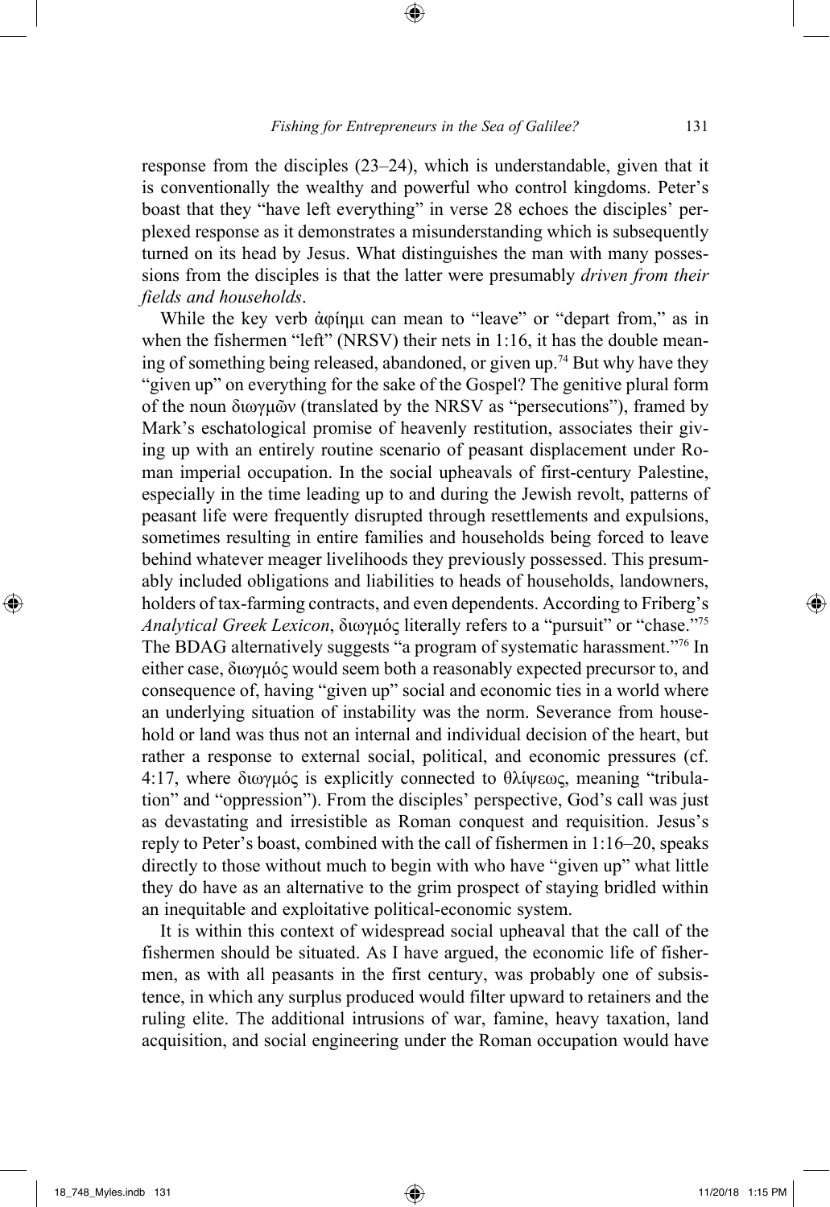response from the disciples (23–24), which is understandable, given that it is conventionally the wealthy and powerful who control kingdoms. Peter's boast that they "have left everything" in verse 28 echoes the disciples' perplexed response as it demonstrates a misunderstanding which is subsequently turned on its head by Jesus. What distinguishes the man with many possessions from the disciples is that the latter were presumably *driven from their fields and households*.

While the key verb ἀφίημι can mean to "leave" or "depart from," as in when the fishermen "left" (NRSV) their nets in 1:16, it has the double meaning of something being released, abandoned, or given up.[74] But why have they "given up" on everything for the sake of the Gospel? The genitive plural form of the noun διωγμῶν (translated by the NRSV as "persecutions"), framed by Mark's eschatological promise of heavenly restitution, associates their giving up with an entirely routine scenario of peasant displacement under Roman imperial occupation. In the social upheavals of first-century Palestine, especially in the time leading up to and during the Jewish revolt, patterns of peasant life were frequently disrupted through resettlements and expulsions, sometimes resulting in entire families and households being forced to leave behind whatever meager livelihoods they previously possessed. This presumably included obligations and liabilities to heads of households, landowners, holders of tax-farming contracts, and even dependents. According to Friberg's *Analytical Greek Lexicon*, διωγμός literally refers to a "pursuit" or "chase."[75] The BDAG alternatively suggests "a program of systematic harassment."[76] In either case, διωγμός would seem both a reasonably expected precursor to, and consequence of, having "given up" social and economic ties in a world where an underlying situation of instability was the norm. Severance from household or land was thus not an internal and individual decision of the heart, but rather a response to external social, political, and economic pressures (cf. 4:17, where διωγμός is explicitly connected to θλίψεως, meaning "tribulation" and "oppression"). From the disciples' perspective, God's call was just as devastating and irresistible as Roman conquest and requisition. Jesus's reply to Peter's boast, combined with the call of fishermen in 1:16–20, speaks directly to those without much to begin with who have "given up" what little they do have as an alternative to the grim prospect of staying bridled within an inequitable and exploitative political-economic system.

It is within this context of widespread social upheaval that the call of the fishermen should be situated. As I have argued, the economic life of fishermen, as with all peasants in the first century, was probably one of subsistence, in which any surplus produced would filter upward to retainers and the ruling elite. The additional intrusions of war, famine, heavy taxation, land acquisition, and social engineering under the Roman occupation would have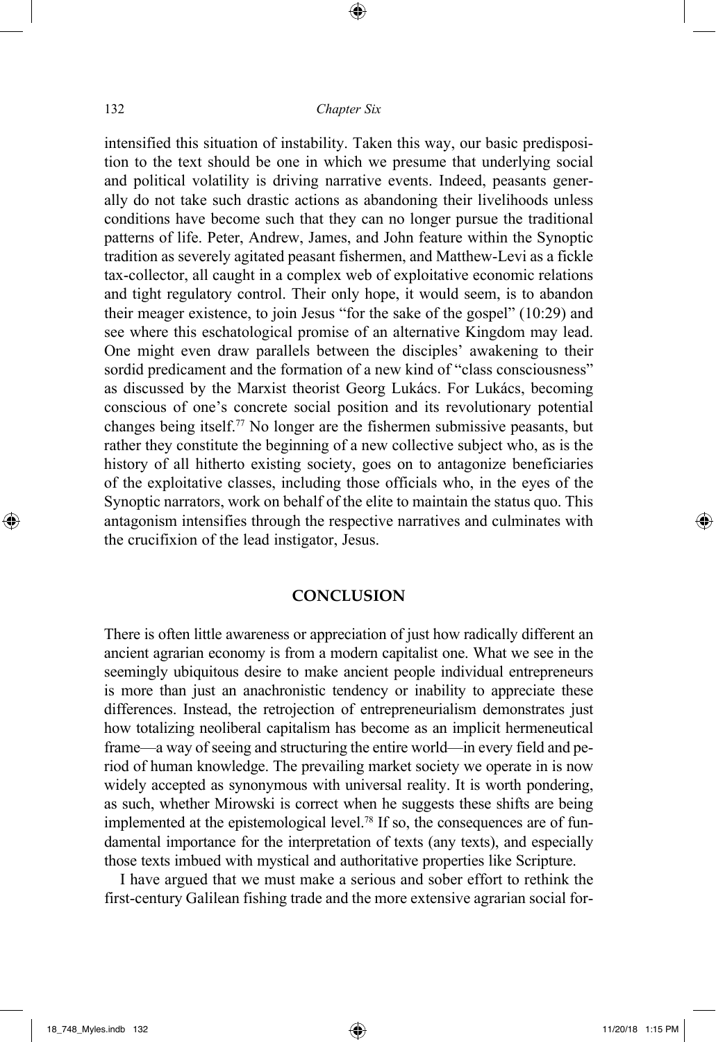intensified this situation of instability. Taken this way, our basic predisposition to the text should be one in which we presume that underlying social and political volatility is driving narrative events. Indeed, peasants generally do not take such drastic actions as abandoning their livelihoods unless conditions have become such that they can no longer pursue the traditional patterns of life. Peter, Andrew, James, and John feature within the Synoptic tradition as severely agitated peasant fishermen, and Matthew-Levi as a fickle tax-collector, all caught in a complex web of exploitative economic relations and tight regulatory control. Their only hope, it would seem, is to abandon their meager existence, to join Jesus "for the sake of the gospel" (10:29) and see where this eschatological promise of an alternative Kingdom may lead. One might even draw parallels between the disciples' awakening to their sordid predicament and the formation of a new kind of "class consciousness" as discussed by the Marxist theorist Georg Lukács. For Lukács, becoming conscious of one's concrete social position and its revolutionary potential changes being itself.[77] No longer are the fishermen submissive peasants, but rather they constitute the beginning of a new collective subject who, as is the history of all hitherto existing society, goes on to antagonize beneficiaries of the exploitative classes, including those officials who, in the eyes of the Synoptic narrators, work on behalf of the elite to maintain the status quo. This antagonism intensifies through the respective narratives and culminates with the crucifixion of the lead instigator, Jesus.

## CONCLUSION

There is often little awareness or appreciation of just how radically different an ancient agrarian economy is from a modern capitalist one. What we see in the seemingly ubiquitous desire to make ancient people individual entrepreneurs is more than just an anachronistic tendency or inability to appreciate these differences. Instead, the retrojection of entrepreneurialism demonstrates just how totalizing neoliberal capitalism has become as an implicit hermeneutical frame—a way of seeing and structuring the entire world—in every field and period of human knowledge. The prevailing market society we operate in is now widely accepted as synonymous with universal reality. It is worth pondering, as such, whether Mirowski is correct when he suggests these shifts are being implemented at the epistemological level.[78] If so, the consequences are of fundamental importance for the interpretation of texts (any texts), and especially those texts imbued with mystical and authoritative properties like Scripture.

I have argued that we must make a serious and sober effort to rethink the first-century Galilean fishing trade and the more extensive agrarian social for-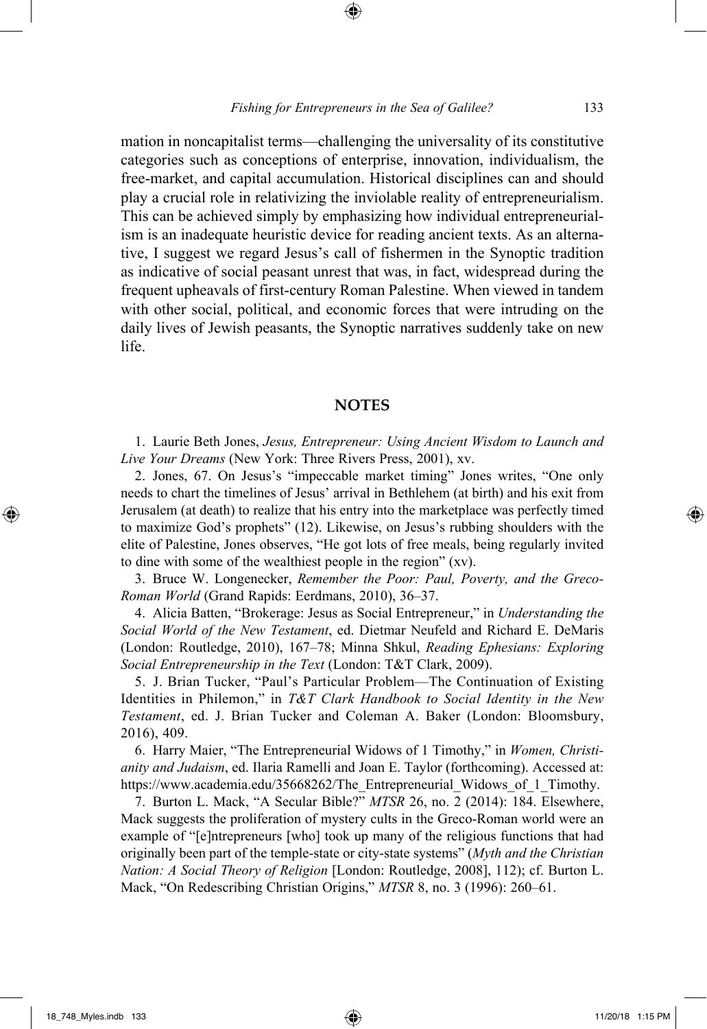mation in noncapitalist terms—challenging the universality of its constitutive categories such as conceptions of enterprise, innovation, individualism, the free-market, and capital accumulation. Historical disciplines can and should play a crucial role in relativizing the inviolable reality of entrepreneurialism. This can be achieved simply by emphasizing how individual entrepreneurialism is an inadequate heuristic device for reading ancient texts. As an alternative, I suggest we regard Jesus's call of fishermen in the Synoptic tradition as indicative of social peasant unrest that was, in fact, widespread during the frequent upheavals of first-century Roman Palestine. When viewed in tandem with other social, political, and economic forces that were intruding on the daily lives of Jewish peasants, the Synoptic narratives suddenly take on new life.

## NOTES

1. Laurie Beth Jones, *Jesus, Entrepreneur: Using Ancient Wisdom to Launch and Live Your Dreams* (New York: Three Rivers Press, 2001), xv.

2. Jones, 67. On Jesus's "impeccable market timing" Jones writes, "One only needs to chart the timelines of Jesus' arrival in Bethlehem (at birth) and his exit from Jerusalem (at death) to realize that his entry into the marketplace was perfectly timed to maximize God's prophets" (12). Likewise, on Jesus's rubbing shoulders with the elite of Palestine, Jones observes, "He got lots of free meals, being regularly invited to dine with some of the wealthiest people in the region" (xv).

3. Bruce W. Longenecker, *Remember the Poor: Paul, Poverty, and the Greco-Roman World* (Grand Rapids: Eerdmans, 2010), 36–37.

4. Alicia Batten, "Brokerage: Jesus as Social Entrepreneur," in *Understanding the Social World of the New Testament*, ed. Dietmar Neufeld and Richard E. DeMaris (London: Routledge, 2010), 167–78; Minna Shkul, *Reading Ephesians: Exploring Social Entrepreneurship in the Text* (London: T&T Clark, 2009).

5. J. Brian Tucker, "Paul's Particular Problem—The Continuation of Existing Identities in Philemon," in *T&T Clark Handbook to Social Identity in the New Testament*, ed. J. Brian Tucker and Coleman A. Baker (London: Bloomsbury, 2016), 409.

6. Harry Maier, "The Entrepreneurial Widows of 1 Timothy," in *Women, Christianity and Judaism*, ed. Ilaria Ramelli and Joan E. Taylor (forthcoming). Accessed at: https://www.academia.edu/35668262/The_Entrepreneurial_Widows_of_1_Timothy.

7. Burton L. Mack, "A Secular Bible?" *MTSR* 26, no. 2 (2014): 184. Elsewhere, Mack suggests the proliferation of mystery cults in the Greco-Roman world were an example of "[e]ntrepreneurs [who] took up many of the religious functions that had originally been part of the temple-state or city-state systems" (*Myth and the Christian Nation: A Social Theory of Religion* [London: Routledge, 2008], 112); cf. Burton L. Mack, "On Redescribing Christian Origins," *MTSR* 8, no. 3 (1996): 260–61.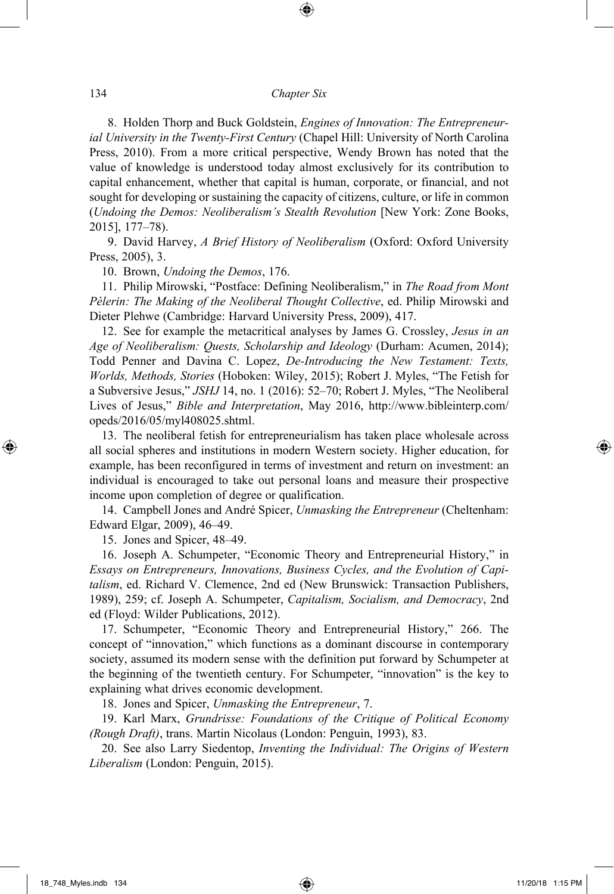8. Holden Thorp and Buck Goldstein, *Engines of Innovation: The Entrepreneurial University in the Twenty-First Century* (Chapel Hill: University of North Carolina Press, 2010). From a more critical perspective, Wendy Brown has noted that the value of knowledge is understood today almost exclusively for its contribution to capital enhancement, whether that capital is human, corporate, or financial, and not sought for developing or sustaining the capacity of citizens, culture, or life in common (*Undoing the Demos: Neoliberalism's Stealth Revolution* [New York: Zone Books, 2015], 177–78).

9. David Harvey, *A Brief History of Neoliberalism* (Oxford: Oxford University Press, 2005), 3.

10. Brown, *Undoing the Demos*, 176.

11. Philip Mirowski, "Postface: Defining Neoliberalism," in *The Road from Mont Pèlerin: The Making of the Neoliberal Thought Collective*, ed. Philip Mirowski and Dieter Plehwe (Cambridge: Harvard University Press, 2009), 417.

12. See for example the metacritical analyses by James G. Crossley, *Jesus in an Age of Neoliberalism: Quests, Scholarship and Ideology* (Durham: Acumen, 2014); Todd Penner and Davina C. Lopez, *De-Introducing the New Testament: Texts, Worlds, Methods, Stories* (Hoboken: Wiley, 2015); Robert J. Myles, "The Fetish for a Subversive Jesus," *JSHJ* 14, no. 1 (2016): 52–70; Robert J. Myles, "The Neoliberal Lives of Jesus," *Bible and Interpretation*, May 2016, http://www.bibleinterp.com/opeds/2016/05/myl408025.shtml.

13. The neoliberal fetish for entrepreneurialism has taken place wholesale across all social spheres and institutions in modern Western society. Higher education, for example, has been reconfigured in terms of investment and return on investment: an individual is encouraged to take out personal loans and measure their prospective income upon completion of degree or qualification.

14. Campbell Jones and André Spicer, *Unmasking the Entrepreneur* (Cheltenham: Edward Elgar, 2009), 46–49.

15. Jones and Spicer, 48–49.

16. Joseph A. Schumpeter, "Economic Theory and Entrepreneurial History," in *Essays on Entrepreneurs, Innovations, Business Cycles, and the Evolution of Capitalism*, ed. Richard V. Clemence, 2nd ed (New Brunswick: Transaction Publishers, 1989), 259; cf. Joseph A. Schumpeter, *Capitalism, Socialism, and Democracy*, 2nd ed (Floyd: Wilder Publications, 2012).

17. Schumpeter, "Economic Theory and Entrepreneurial History," 266. The concept of "innovation," which functions as a dominant discourse in contemporary society, assumed its modern sense with the definition put forward by Schumpeter at the beginning of the twentieth century. For Schumpeter, "innovation" is the key to explaining what drives economic development.

18. Jones and Spicer, *Unmasking the Entrepreneur*, 7.

19. Karl Marx, *Grundrisse: Foundations of the Critique of Political Economy (Rough Draft)*, trans. Martin Nicolaus (London: Penguin, 1993), 83.

20. See also Larry Siedentop, *Inventing the Individual: The Origins of Western Liberalism* (London: Penguin, 2015).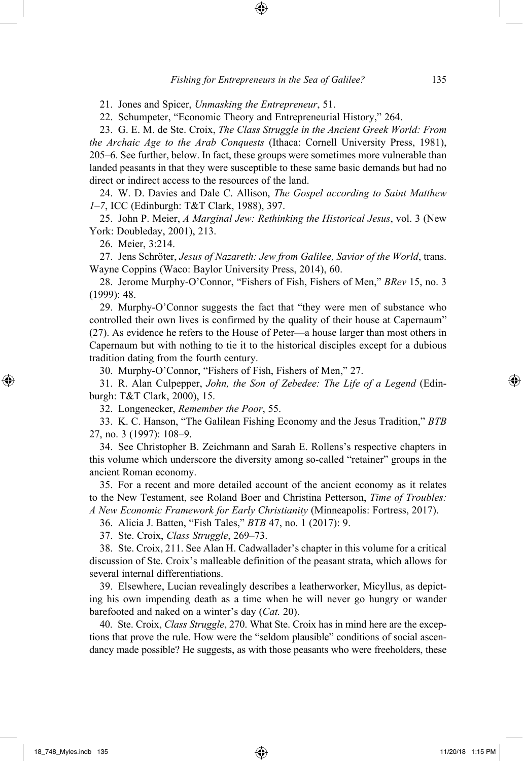21. Jones and Spicer, *Unmasking the Entrepreneur*, 51.

22. Schumpeter, "Economic Theory and Entrepreneurial History," 264.

23. G. E. M. de Ste. Croix, *The Class Struggle in the Ancient Greek World: From the Archaic Age to the Arab Conquests* (Ithaca: Cornell University Press, 1981), 205–6. See further, below. In fact, these groups were sometimes more vulnerable than landed peasants in that they were susceptible to these same basic demands but had no direct or indirect access to the resources of the land.

24. W. D. Davies and Dale C. Allison, *The Gospel according to Saint Matthew 1–7*, ICC (Edinburgh: T&T Clark, 1988), 397.

25. John P. Meier, *A Marginal Jew: Rethinking the Historical Jesus*, vol. 3 (New York: Doubleday, 2001), 213.

26. Meier, 3:214.

27. Jens Schröter, *Jesus of Nazareth: Jew from Galilee, Savior of the World*, trans. Wayne Coppins (Waco: Baylor University Press, 2014), 60.

28. Jerome Murphy-O'Connor, "Fishers of Fish, Fishers of Men," *BRev* 15, no. 3 (1999): 48.

29. Murphy-O'Connor suggests the fact that "they were men of substance who controlled their own lives is confirmed by the quality of their house at Capernaum" (27). As evidence he refers to the House of Peter—a house larger than most others in Capernaum but with nothing to tie it to the historical disciples except for a dubious tradition dating from the fourth century.

30. Murphy-O'Connor, "Fishers of Fish, Fishers of Men," 27.

31. R. Alan Culpepper, *John, the Son of Zebedee: The Life of a Legend* (Edinburgh: T&T Clark, 2000), 15.

32. Longenecker, *Remember the Poor*, 55.

33. K. C. Hanson, "The Galilean Fishing Economy and the Jesus Tradition," *BTB* 27, no. 3 (1997): 108–9.

34. See Christopher B. Zeichmann and Sarah E. Rollens's respective chapters in this volume which underscore the diversity among so-called "retainer" groups in the ancient Roman economy.

35. For a recent and more detailed account of the ancient economy as it relates to the New Testament, see Roland Boer and Christina Petterson, *Time of Troubles: A New Economic Framework for Early Christianity* (Minneapolis: Fortress, 2017).

36. Alicia J. Batten, "Fish Tales," *BTB* 47, no. 1 (2017): 9.

37. Ste. Croix, *Class Struggle*, 269–73.

38. Ste. Croix, 211. See Alan H. Cadwallader's chapter in this volume for a critical discussion of Ste. Croix's malleable definition of the peasant strata, which allows for several internal differentiations.

39. Elsewhere, Lucian revealingly describes a leatherworker, Micyllus, as depicting his own impending death as a time when he will never go hungry or wander barefooted and naked on a winter's day (*Cat.* 20).

40. Ste. Croix, *Class Struggle*, 270. What Ste. Croix has in mind here are the exceptions that prove the rule. How were the "seldom plausible" conditions of social ascendancy made possible? He suggests, as with those peasants who were freeholders, these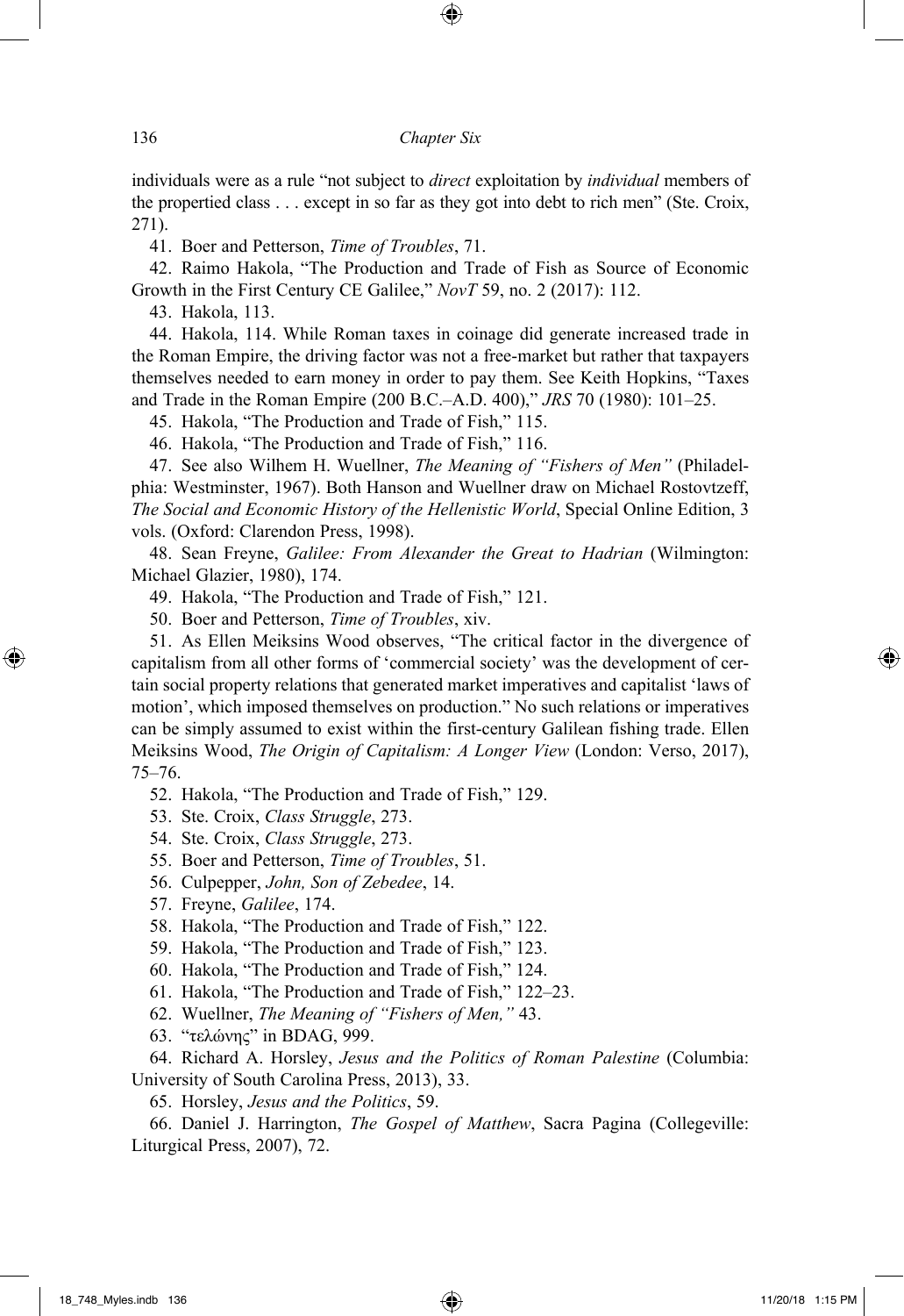individuals were as a rule "not subject to *direct* exploitation by *individual* members of the propertied class . . . except in so far as they got into debt to rich men" (Ste. Croix, 271).

41. Boer and Petterson, *Time of Troubles*, 71.

42. Raimo Hakola, "The Production and Trade of Fish as Source of Economic Growth in the First Century CE Galilee," *NovT* 59, no. 2 (2017): 112.

43. Hakola, 113.

44. Hakola, 114. While Roman taxes in coinage did generate increased trade in the Roman Empire, the driving factor was not a free-market but rather that taxpayers themselves needed to earn money in order to pay them. See Keith Hopkins, "Taxes and Trade in the Roman Empire (200 B.C.–A.D. 400)," *JRS* 70 (1980): 101–25.

45. Hakola, "The Production and Trade of Fish," 115.

46. Hakola, "The Production and Trade of Fish," 116.

47. See also Wilhem H. Wuellner, *The Meaning of "Fishers of Men"* (Philadelphia: Westminster, 1967). Both Hanson and Wuellner draw on Michael Rostovtzeff, *The Social and Economic History of the Hellenistic World*, Special Online Edition, 3 vols. (Oxford: Clarendon Press, 1998).

48. Sean Freyne, *Galilee: From Alexander the Great to Hadrian* (Wilmington: Michael Glazier, 1980), 174.

49. Hakola, "The Production and Trade of Fish," 121.

50. Boer and Petterson, *Time of Troubles*, xiv.

51. As Ellen Meiksins Wood observes, "The critical factor in the divergence of capitalism from all other forms of 'commercial society' was the development of certain social property relations that generated market imperatives and capitalist 'laws of motion', which imposed themselves on production." No such relations or imperatives can be simply assumed to exist within the first-century Galilean fishing trade. Ellen Meiksins Wood, *The Origin of Capitalism: A Longer View* (London: Verso, 2017), 75–76.

52. Hakola, "The Production and Trade of Fish," 129.

53. Ste. Croix, *Class Struggle*, 273.

54. Ste. Croix, *Class Struggle*, 273.

55. Boer and Petterson, *Time of Troubles*, 51.

56. Culpepper, *John, Son of Zebedee*, 14.

57. Freyne, *Galilee*, 174.

58. Hakola, "The Production and Trade of Fish," 122.

59. Hakola, "The Production and Trade of Fish," 123.

60. Hakola, "The Production and Trade of Fish," 124.

61. Hakola, "The Production and Trade of Fish," 122–23.

62. Wuellner, *The Meaning of "Fishers of Men,"* 43.

63. "τελώνης" in BDAG, 999.

64. Richard A. Horsley, *Jesus and the Politics of Roman Palestine* (Columbia: University of South Carolina Press, 2013), 33.

65. Horsley, *Jesus and the Politics*, 59.

66. Daniel J. Harrington, *The Gospel of Matthew*, Sacra Pagina (Collegeville: Liturgical Press, 2007), 72.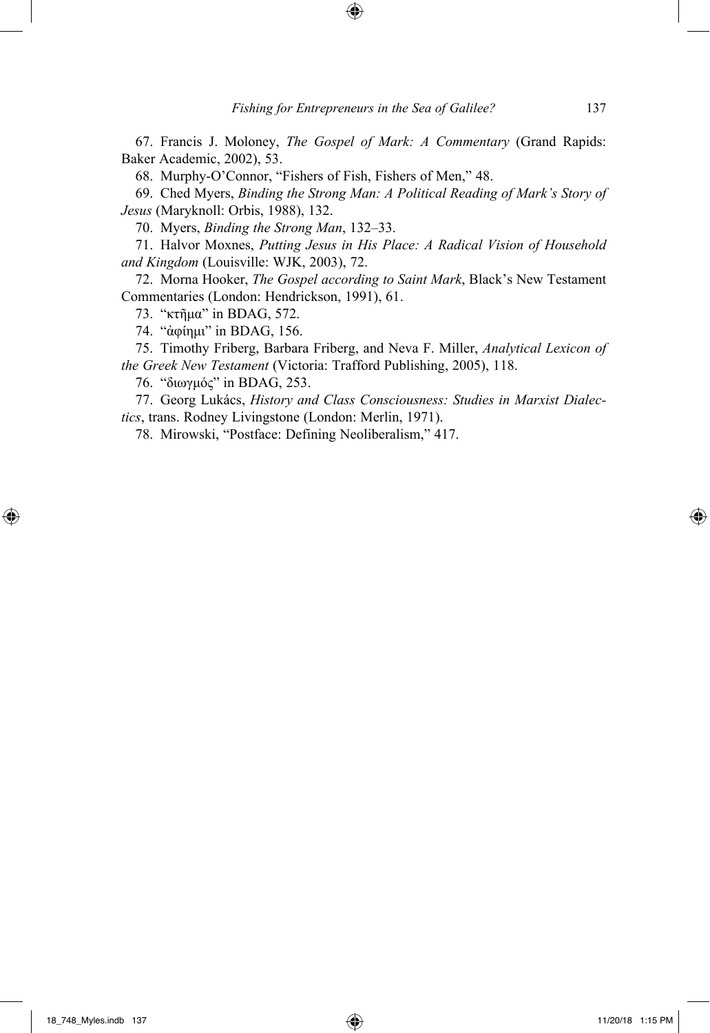67. Francis J. Moloney, *The Gospel of Mark: A Commentary* (Grand Rapids: Baker Academic, 2002), 53.

68. Murphy-O'Connor, "Fishers of Fish, Fishers of Men," 48.

69. Ched Myers, *Binding the Strong Man: A Political Reading of Mark's Story of Jesus* (Maryknoll: Orbis, 1988), 132.

70. Myers, *Binding the Strong Man*, 132–33.

71. Halvor Moxnes, *Putting Jesus in His Place: A Radical Vision of Household and Kingdom* (Louisville: WJK, 2003), 72.

72. Morna Hooker, *The Gospel according to Saint Mark*, Black's New Testament Commentaries (London: Hendrickson, 1991), 61.

73. "κτῆμα" in BDAG, 572.

74. "ἀφίημι" in BDAG, 156.

75. Timothy Friberg, Barbara Friberg, and Neva F. Miller, *Analytical Lexicon of the Greek New Testament* (Victoria: Trafford Publishing, 2005), 118.

76. "διωγμός" in BDAG, 253.

77. Georg Lukács, *History and Class Consciousness: Studies in Marxist Dialectics*, trans. Rodney Livingstone (London: Merlin, 1971).

78. Mirowski, "Postface: Defining Neoliberalism," 417.